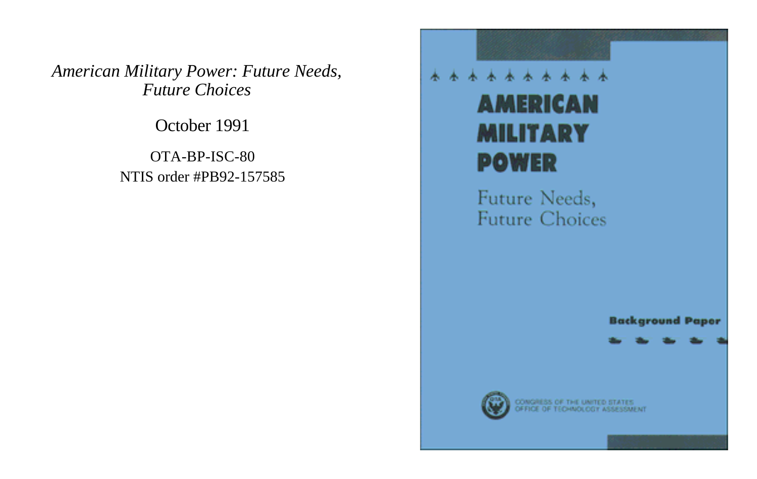*American Military Power: Future Needs, Future Choices*

October 1991

OTA-BP-ISC-80
NTIS order #PB92-157585

# AMERICAN MILITARY POWER

## Future Needs, Future Choices

**Background Paper**

CONGRESS OF THE UNITED STATES
OFFICE OF TECHNOLOGY ASSESSMENT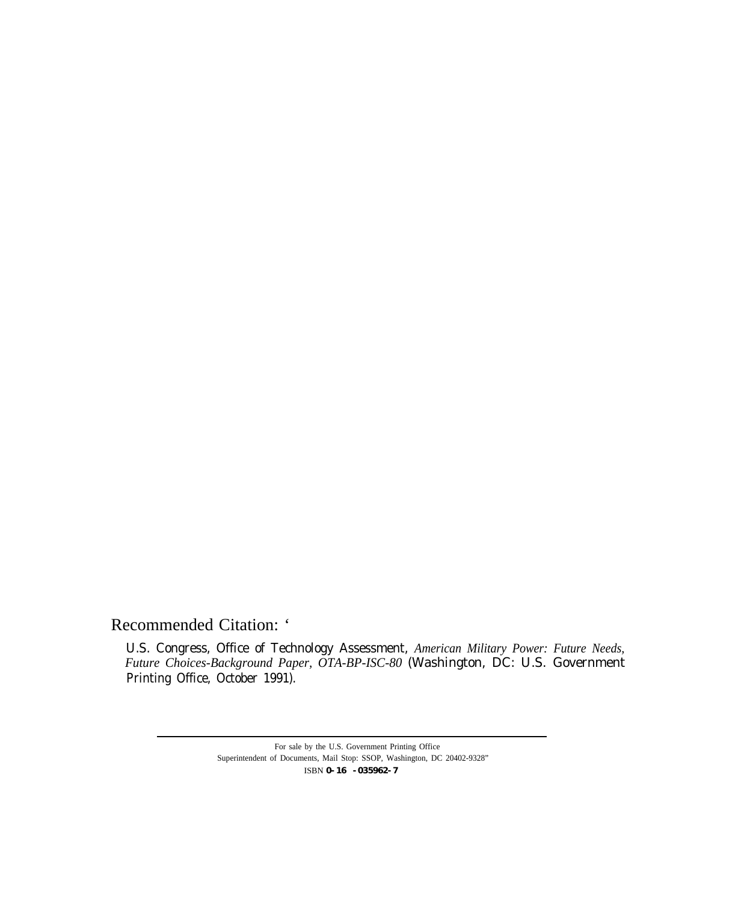Recommended Citation: ‘

U.S. Congress, Office of Technology Assessment, *American Military Power: Future Needs, Future Choices-Background Paper, OTA-BP-ISC-80* (Washington, DC: U.S. Government Printing Office, October 1991).

---

For sale by the U.S. Government Printing Office
Superintendent of Documents, Mail Stop: SSOP, Washington, DC 20402-9328”
ISBN **0-16 -035962-7**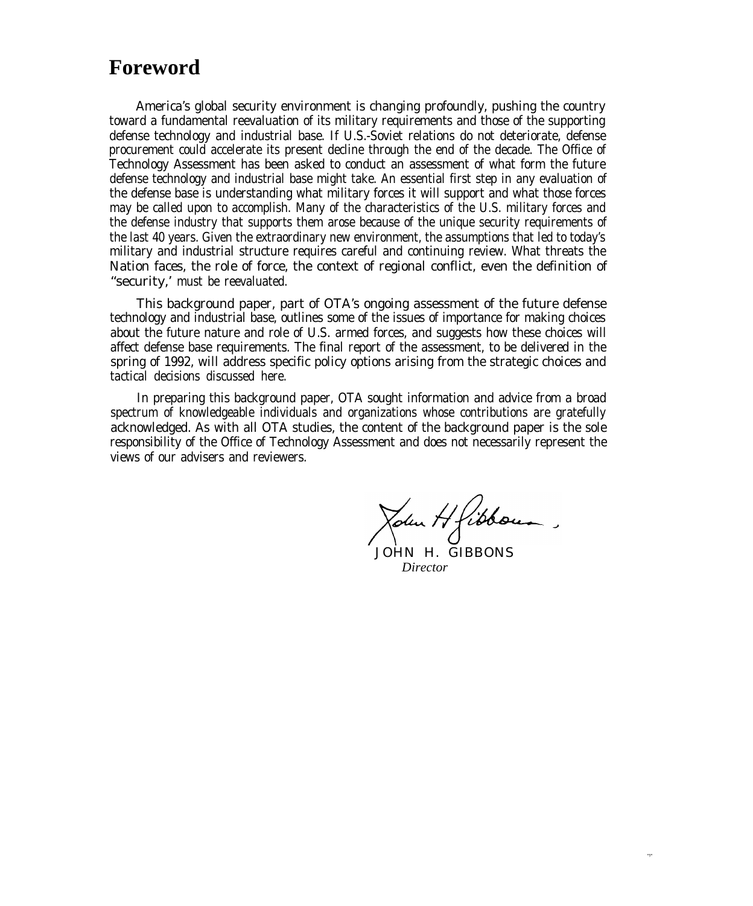# Foreword

America's global security environment is changing profoundly, pushing the country toward a fundamental reevaluation of its military requirements and those of the supporting defense technology and industrial base. If U.S.-Soviet relations do not deteriorate, defense procurement could accelerate its present decline through the end of the decade. The Office of Technology Assessment has been asked to conduct an assessment of what form the future defense technology and industrial base might take. An essential first step in any evaluation of the defense base is understanding what military forces it will support and what those forces may be called upon to accomplish. Many of the characteristics of the U.S. military forces and the defense industry that supports them arose because of the unique security requirements of the last 40 years. Given the extraordinary new environment, the assumptions that led to today's military and industrial structure requires careful and continuing review. What threats the Nation faces, the role of force, the context of regional conflict, even the definition of "security," must be reevaluated.

This background paper, part of OTA's ongoing assessment of the future defense technology and industrial base, outlines some of the issues of importance for making choices about the future nature and role of U.S. armed forces, and suggests how these choices will affect defense base requirements. The final report of the assessment, to be delivered in the spring of 1992, will address specific policy options arising from the strategic choices and tactical decisions discussed here.

In preparing this background paper, OTA sought information and advice from a broad spectrum of knowledgeable individuals and organizations whose contributions are gratefully acknowledged. As with all OTA studies, the content of the background paper is the sole responsibility of the Office of Technology Assessment and does not necessarily represent the views of our advisers and reviewers.

JOHN H. GIBBONS
*Director*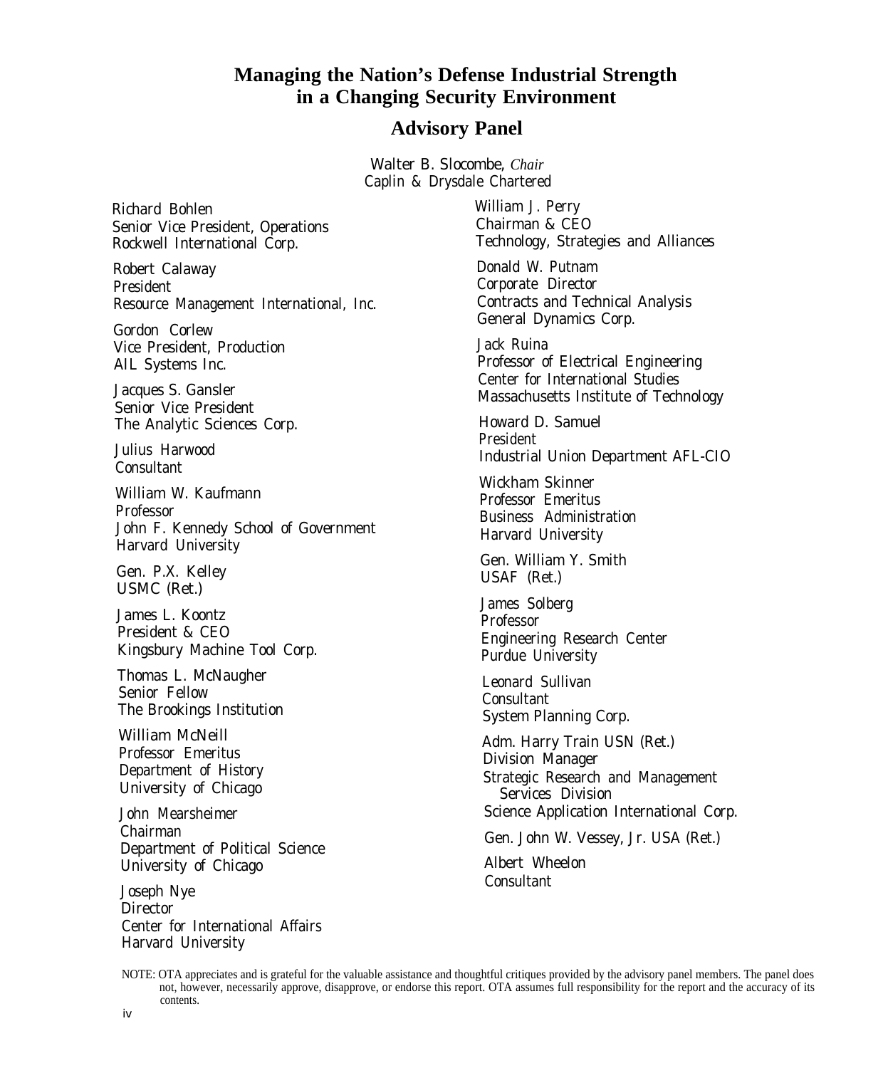# Managing the Nation's Defense Industrial Strength in a Changing Security Environment

## Advisory Panel

Walter B. Slocombe, *Chair*
Caplin & Drysdale Chartered

Richard Bohlen
Senior Vice President, Operations
Rockwell International Corp.

Robert Calaway
President
Resource Management International, Inc.

Gordon Corlew
Vice President, Production
AIL Systems Inc.

Jacques S. Gansler
Senior Vice President
The Analytic Sciences Corp.

Julius Harwood
Consultant

William W. Kaufmann
Professor
John F. Kennedy School of Government
Harvard University

Gen. P.X. Kelley
USMC (Ret.)

James L. Koontz
President & CEO
Kingsbury Machine Tool Corp.

Thomas L. McNaugher
Senior Fellow
The Brookings Institution

William McNeill
Professor Emeritus
Department of History
University of Chicago

John Mearsheimer
Chairman
Department of Political Science
University of Chicago

Joseph Nye
Director
Center for International Affairs
Harvard University

William J. Perry
Chairman & CEO
Technology, Strategies and Alliances

Donald W. Putnam
Corporate Director
Contracts and Technical Analysis
General Dynamics Corp.

Jack Ruina
Professor of Electrical Engineering
Center for International Studies
Massachusetts Institute of Technology

Howard D. Samuel
President
Industrial Union Department AFL-CIO

Wickham Skinner
Professor Emeritus
Business Administration
Harvard University

Gen. William Y. Smith
USAF (Ret.)

James Solberg
Professor
Engineering Research Center
Purdue University

Leonard Sullivan
Consultant
System Planning Corp.

Adm. Harry Train USN (Ret.)
Division Manager
Strategic Research and Management Services Division
Science Application International Corp.

Gen. John W. Vessey, Jr. USA (Ret.)

Albert Wheelon
Consultant

NOTE: OTA appreciates and is grateful for the valuable assistance and thoughtful critiques provided by the advisory panel members. The panel does not, however, necessarily approve, disapprove, or endorse this report. OTA assumes full responsibility for the report and the accuracy of its contents.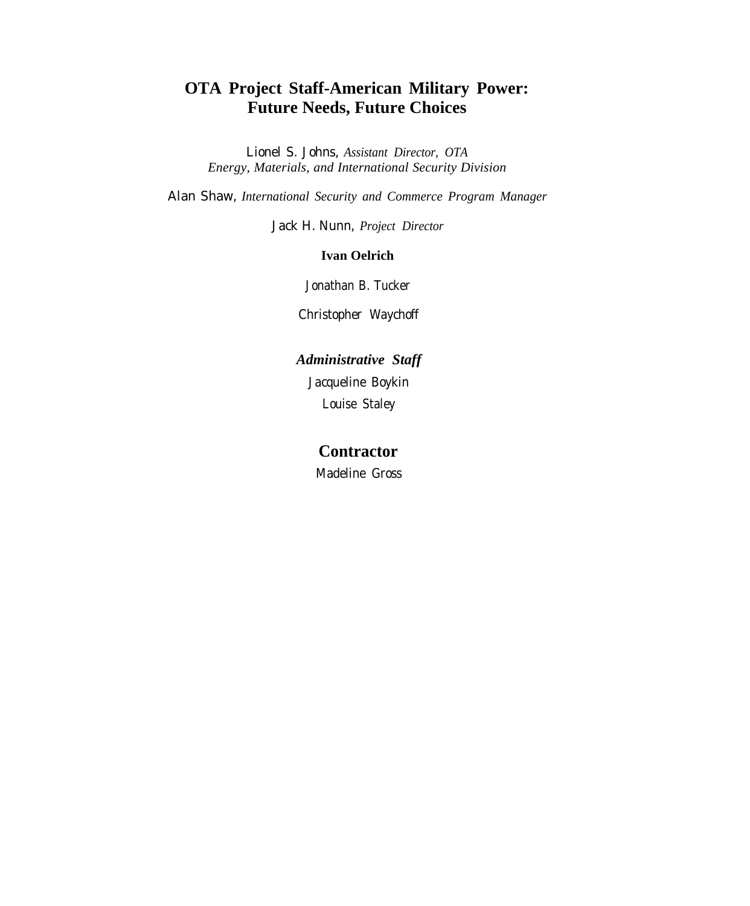## OTA Project Staff-American Military Power: Future Needs, Future Choices

Lionel S. Johns, *Assistant Director, OTA*
*Energy, Materials, and International Security Division*

Alan Shaw, *International Security and Commerce Program Manager*

Jack H. Nunn, *Project Director*

**Ivan Oelrich**

Jonathan B. Tucker

Christopher Waychoff

***Administrative Staff***

Jacqueline Boykin

Louise Staley

### Contractor

Madeline Gross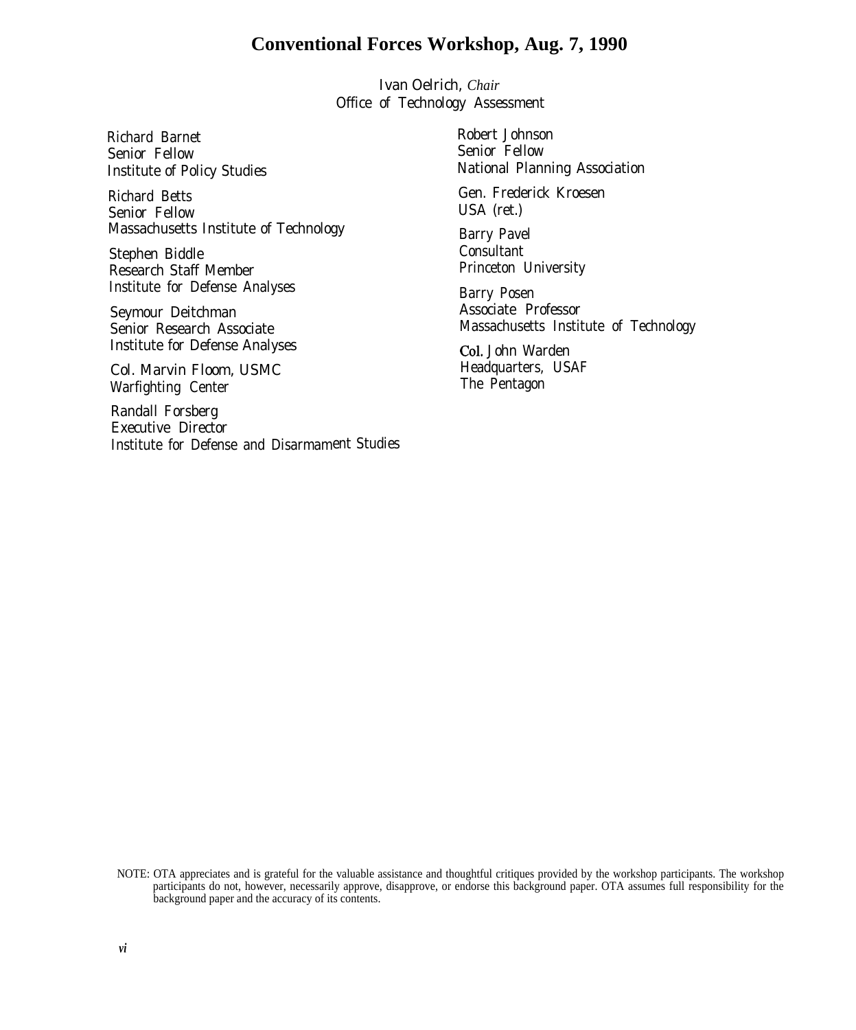# Conventional Forces Workshop, Aug. 7, 1990

Ivan Oelrich, *Chair*
Office of Technology Assessment

Richard Barnet
Senior Fellow
Institute of Policy Studies

Richard Betts
Senior Fellow
Massachusetts Institute of Technology

Stephen Biddle
Research Staff Member
Institute for Defense Analyses

Seymour Deitchman
Senior Research Associate
Institute for Defense Analyses

Col. Marvin Floom, USMC
Warfighting Center

Randall Forsberg
Executive Director
Institute for Defense and Disarmament Studies

Robert Johnson
Senior Fellow
National Planning Association

Gen. Frederick Kroesen
USA (ret.)

Barry Pavel
Consultant
Princeton University

Barry Posen
Associate Professor
Massachusetts Institute of Technology

Col. John Warden
Headquarters, USAF
The Pentagon

NOTE: OTA appreciates and is grateful for the valuable assistance and thoughtful critiques provided by the workshop participants. The workshop participants do not, however, necessarily approve, disapprove, or endorse this background paper. OTA assumes full responsibility for the background paper and the accuracy of its contents.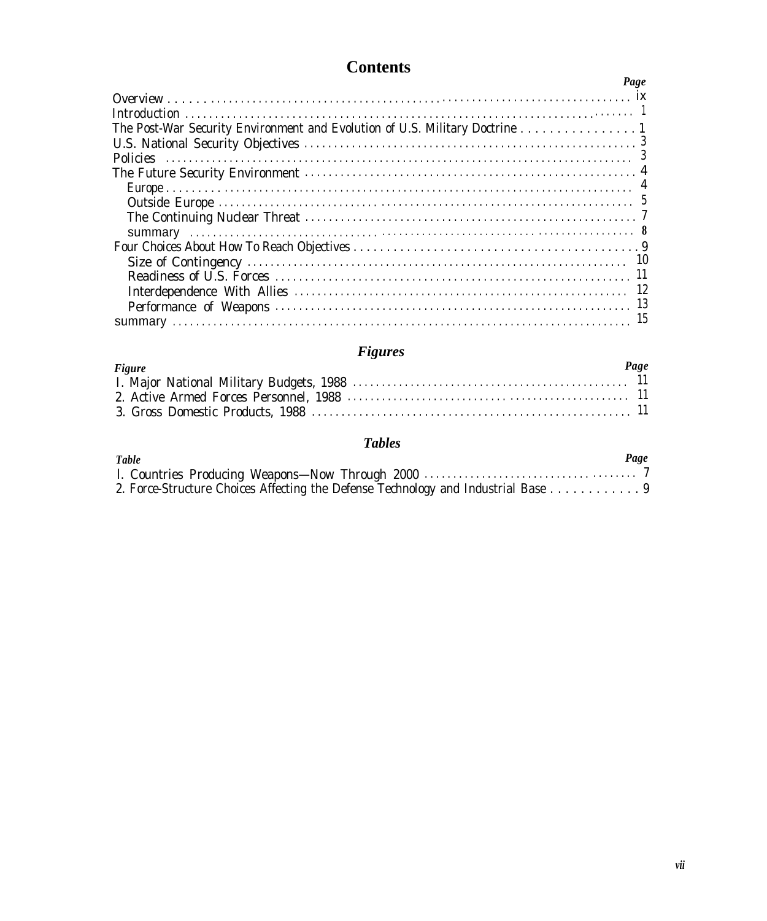# Contents

| | Page |
|---|---|
| Overview | ix |
| Introduction | 1 |
| The Post-War Security Environment and Evolution of U.S. Military Doctrine | 1 |
| U.S. National Security Objectives | 3 |
| Policies | 3 |
| The Future Security Environment | 4 |
| Europe | 4 |
| Outside Europe | 5 |
| The Continuing Nuclear Threat | 7 |
| summary | 8 |
| Four Choices About How To Reach Objectives | 9 |
| Size of Contingency | 10 |
| Readiness of U.S. Forces | 11 |
| Interdependence With Allies | 12 |
| Performance of Weapons | 13 |
| summary | 15 |

## *Figures*

| *Figure* | *Page* |
|---|---|
| I. Major National Military Budgets, 1988 | 11 |
| 2. Active Armed Forces Personnel, 1988 | 11 |
| 3. Gross Domestic Products, 1988 | 11 |

## *Tables*

| *Table* | *Page* |
|---|---|
| l. Countries Producing Weapons—Now Through 2000 | 7 |
| 2. Force-Structure Choices Affecting the Defense Technology and Industrial Base | 9 |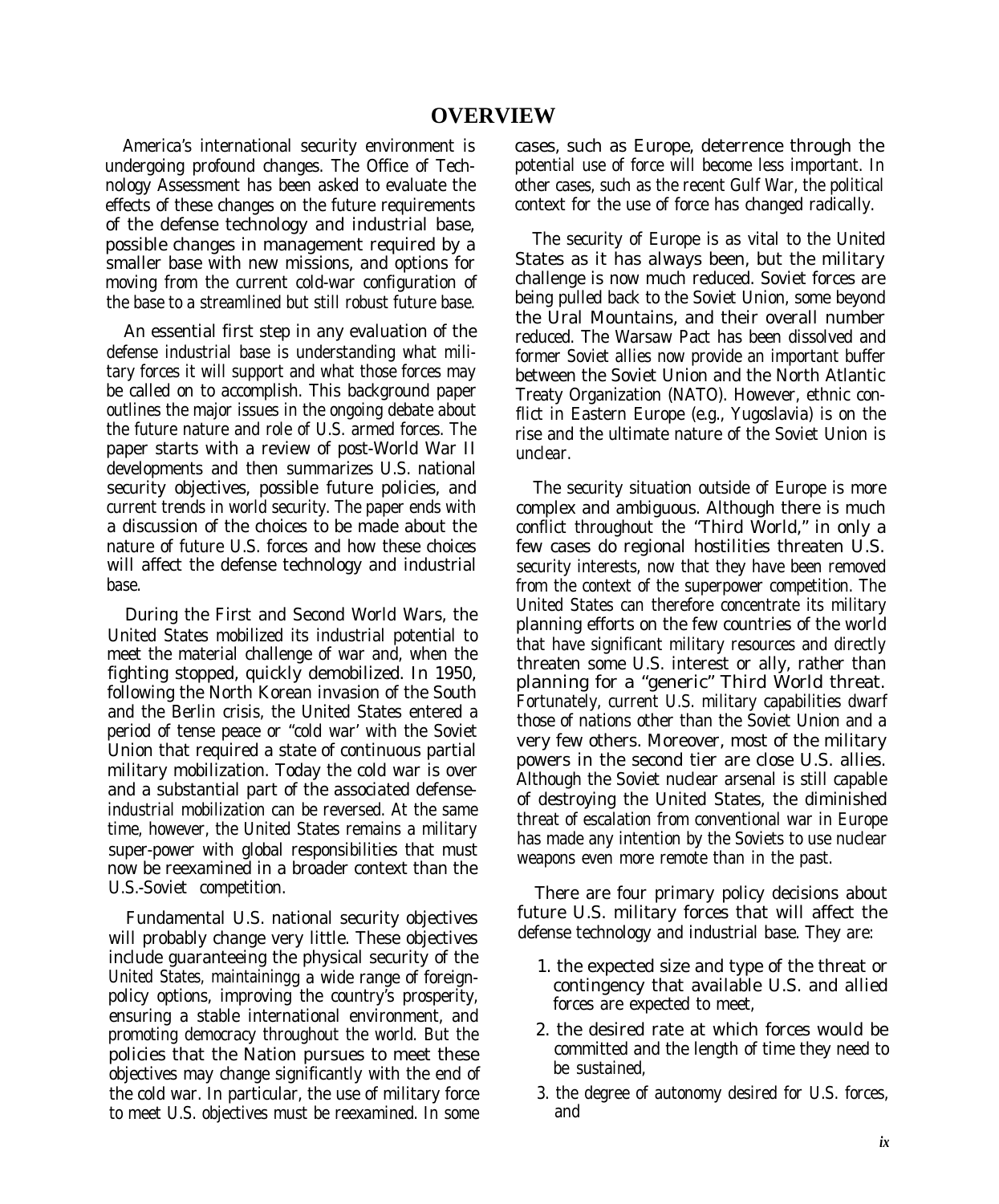# OVERVIEW

America's international security environment is undergoing profound changes. The Office of Technology Assessment has been asked to evaluate the effects of these changes on the future requirements of the defense technology and industrial base, possible changes in management required by a smaller base with new missions, and options for moving from the current cold-war configuration of the base to a streamlined but still robust future base.

An essential first step in any evaluation of the defense industrial base is understanding what military forces it will support and what those forces may be called on to accomplish. This background paper outlines the major issues in the ongoing debate about the future nature and role of U.S. armed forces. The paper starts with a review of post-World War II developments and then summarizes U.S. national security objectives, possible future policies, and current trends in world security. The paper ends with a discussion of the choices to be made about the nature of future U.S. forces and how these choices will affect the defense technology and industrial base.

During the First and Second World Wars, the United States mobilized its industrial potential to meet the material challenge of war and, when the fighting stopped, quickly demobilized. In 1950, following the North Korean invasion of the South and the Berlin crisis, the United States entered a period of tense peace or "cold war' with the Soviet Union that required a state of continuous partial military mobilization. Today the cold war is over and a substantial part of the associated defense-industrial mobilization can be reversed. At the same time, however, the United States remains a military super-power with global responsibilities that must now be reexamined in a broader context than the U.S.-Soviet competition.

Fundamental U.S. national security objectives will probably change very little. These objectives include guaranteeing the physical security of the United States, maintainingg a wide range of foreign-policy options, improving the country's prosperity, ensuring a stable international environment, and promoting democracy throughout the world. But the policies that the Nation pursues to meet these objectives may change significantly with the end of the cold war. In particular, the use of military force to meet U.S. objectives must be reexamined. In some cases, such as Europe, deterrence through the potential use of force will become less important. In other cases, such as the recent Gulf War, the political context for the use of force has changed radically.

The security of Europe is as vital to the United States as it has always been, but the military challenge is now much reduced. Soviet forces are being pulled back to the Soviet Union, some beyond the Ural Mountains, and their overall number reduced. The Warsaw Pact has been dissolved and former Soviet allies now provide an important buffer between the Soviet Union and the North Atlantic Treaty Organization (NATO). However, ethnic conflict in Eastern Europe (e.g., Yugoslavia) is on the rise and the ultimate nature of the Soviet Union is unclear.

The security situation outside of Europe is more complex and ambiguous. Although there is much conflict throughout the "Third World," in only a few cases do regional hostilities threaten U.S. security interests, now that they have been removed from the context of the superpower competition. The United States can therefore concentrate its military planning efforts on the few countries of the world that have significant military resources and directly threaten some U.S. interest or ally, rather than planning for a "generic" Third World threat. Fortunately, current U.S. military capabilities dwarf those of nations other than the Soviet Union and a very few others. Moreover, most of the military powers in the second tier are close U.S. allies. Although the Soviet nuclear arsenal is still capable of destroying the United States, the diminished threat of escalation from conventional war in Europe has made any intention by the Soviets to use nuclear weapons even more remote than in the past.

There are four primary policy decisions about future U.S. military forces that will affect the defense technology and industrial base. They are:

1. the expected size and type of the threat or contingency that available U.S. and allied forces are expected to meet,
2. the desired rate at which forces would be committed and the length of time they need to be sustained,
3. the degree of autonomy desired for U.S. forces, and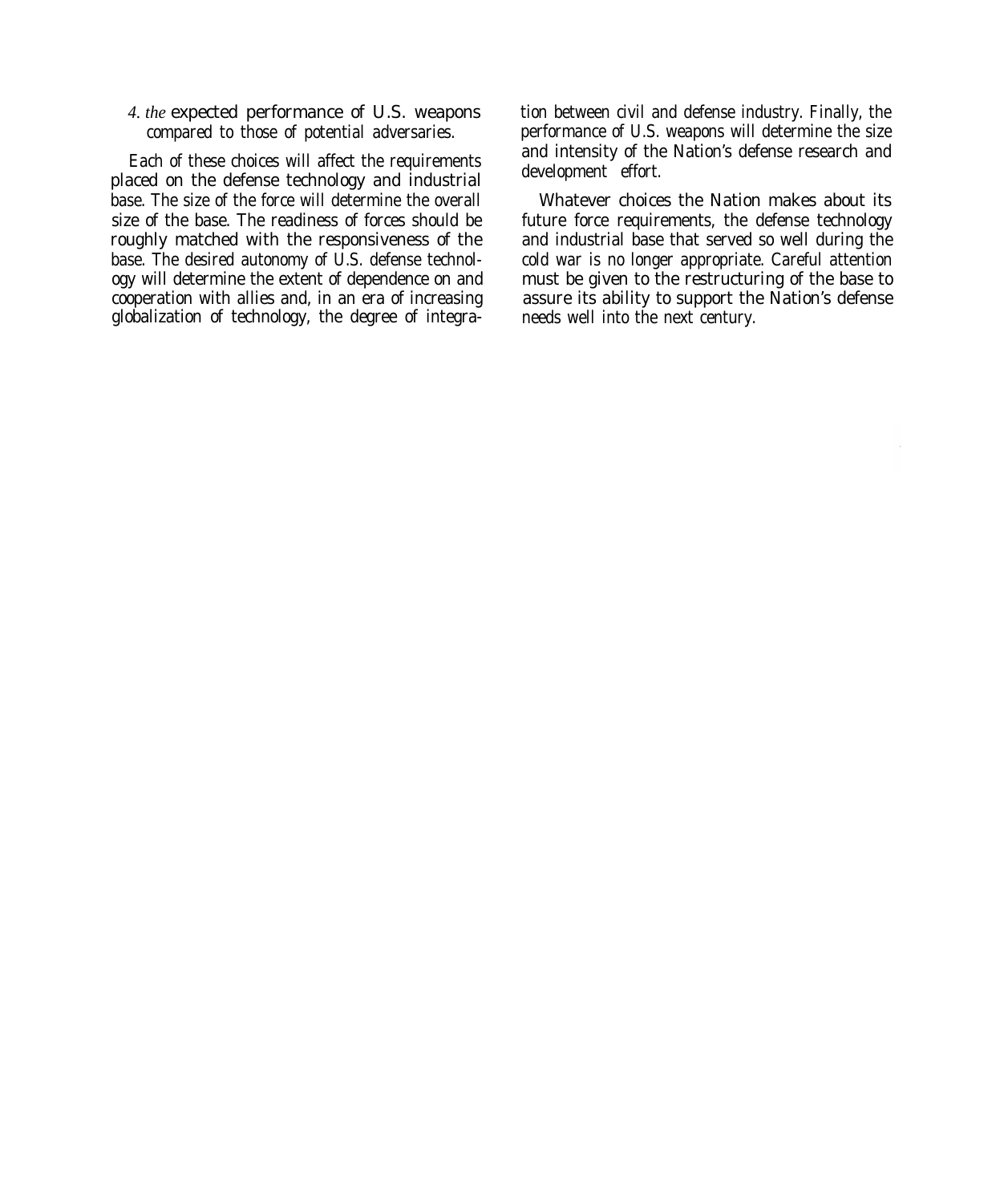4. the expected performance of U.S. weapons compared to those of potential adversaries.

Each of these choices will affect the requirements placed on the defense technology and industrial base. The size of the force will determine the overall size of the base. The readiness of forces should be roughly matched with the responsiveness of the base. The desired autonomy of U.S. defense technology will determine the extent of dependence on and cooperation with allies and, in an era of increasing globalization of technology, the degree of integration between civil and defense industry. Finally, the performance of U.S. weapons will determine the size and intensity of the Nation's defense research and development effort.

Whatever choices the Nation makes about its future force requirements, the defense technology and industrial base that served so well during the cold war is no longer appropriate. Careful attention must be given to the restructuring of the base to assure its ability to support the Nation's defense needs well into the next century.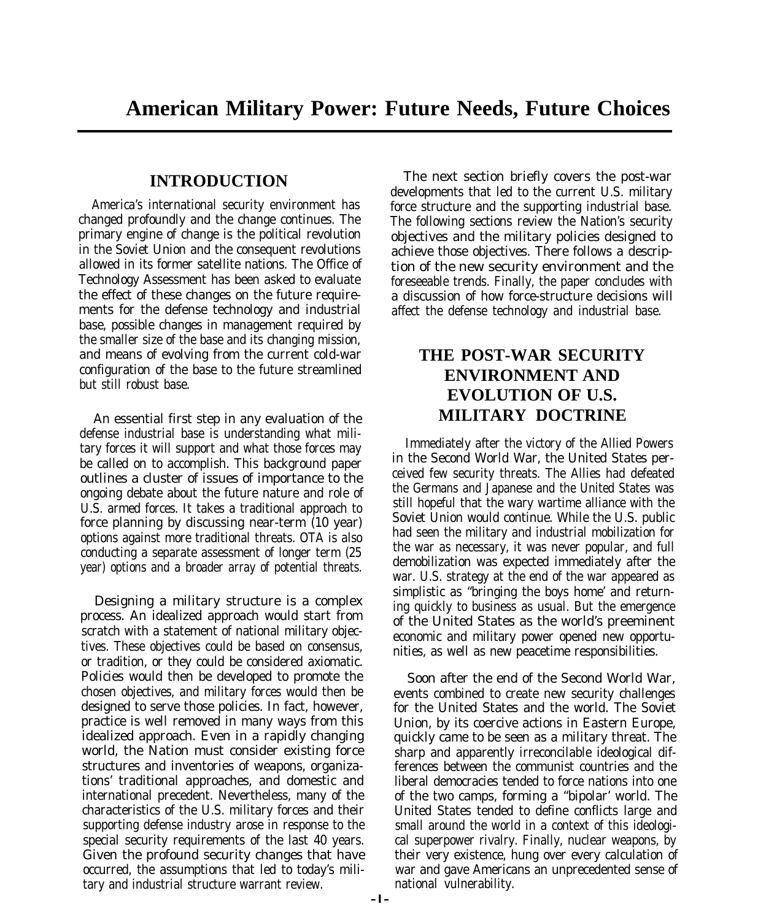# American Military Power: Future Needs, Future Choices

## INTRODUCTION

America's international security environment has changed profoundly and the change continues. The primary engine of change is the political revolution in the Soviet Union and the consequent revolutions allowed in its former satellite nations. The Office of Technology Assessment has been asked to evaluate the effect of these changes on the future requirements for the defense technology and industrial base, possible changes in management required by the smaller size of the base and its changing mission, and means of evolving from the current cold-war configuration of the base to the future streamlined but still robust base.

An essential first step in any evaluation of the defense industrial base is understanding what military forces it will support and what those forces may be called on to accomplish. This background paper outlines a cluster of issues of importance to the ongoing debate about the future nature and role of U.S. armed forces. It takes a traditional approach to force planning by discussing near-term (10 year) options against more traditional threats. OTA is also conducting a separate assessment of longer term (25 year) options and a broader array of potential threats.

Designing a military structure is a complex process. An idealized approach would start from scratch with a statement of national military objectives. These objectives could be based on consensus, or tradition, or they could be considered axiomatic. Policies would then be developed to promote the chosen objectives, and military forces would then be designed to serve those policies. In fact, however, practice is well removed in many ways from this idealized approach. Even in a rapidly changing world, the Nation must consider existing force structures and inventories of weapons, organizations' traditional approaches, and domestic and international precedent. Nevertheless, many of the characteristics of the U.S. military forces and their supporting defense industry arose in response to the special security requirements of the last 40 years. Given the profound security changes that have occurred, the assumptions that led to today's military and industrial structure warrant review.

The next section briefly covers the post-war developments that led to the current U.S. military force structure and the supporting industrial base. The following sections review the Nation's security objectives and the military policies designed to achieve those objectives. There follows a description of the new security environment and the foreseeable trends. Finally, the paper concludes with a discussion of how force-structure decisions will affect the defense technology and industrial base.

## THE POST-WAR SECURITY ENVIRONMENT AND EVOLUTION OF U.S. MILITARY DOCTRINE

Immediately after the victory of the Allied Powers in the Second World War, the United States perceived few security threats. The Allies had defeated the Germans and Japanese and the United States was still hopeful that the wary wartime alliance with the Soviet Union would continue. While the U.S. public had seen the military and industrial mobilization for the war as necessary, it was never popular, and full demobilization was expected immediately after the war. U.S. strategy at the end of the war appeared as simplistic as "bringing the boys home' and returning quickly to business as usual. But the emergence of the United States as the world's preeminent economic and military power opened new opportunities, as well as new peacetime responsibilities.

Soon after the end of the Second World War, events combined to create new security challenges for the United States and the world. The Soviet Union, by its coercive actions in Eastern Europe, quickly came to be seen as a military threat. The sharp and apparently irreconcilable ideological differences between the communist countries and the liberal democracies tended to force nations into one of the two camps, forming a "bipolar' world. The United States tended to define conflicts large and small around the world in a context of this ideological superpower rivalry. Finally, nuclear weapons, by their very existence, hung over every calculation of war and gave Americans an unprecedented sense of national vulnerability.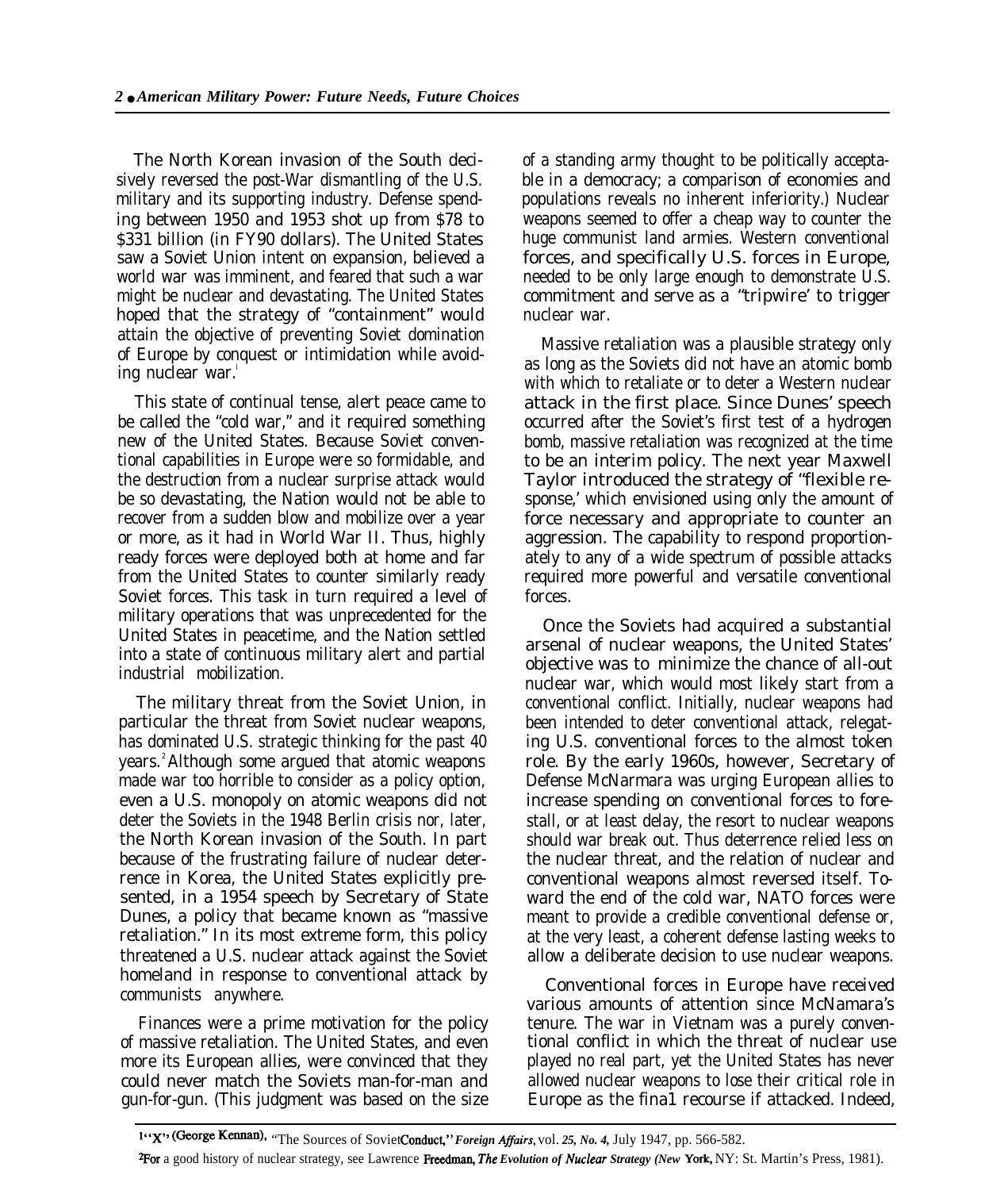The North Korean invasion of the South decisively reversed the post-War dismantling of the U.S. military and its supporting industry. Defense spending between 1950 and 1953 shot up from $78 to $331 billion (in FY90 dollars). The United States saw a Soviet Union intent on expansion, believed a world war was imminent, and feared that such a war might be nuclear and devastating. The United States hoped that the strategy of "containment" would attain the objective of preventing Soviet domination of Europe by conquest or intimidation while avoiding nuclear war.[1]

This state of continual tense, alert peace came to be called the "cold war," and it required something new of the United States. Because Soviet conventional capabilities in Europe were so formidable, and the destruction from a nuclear surprise attack would be so devastating, the Nation would not be able to recover from a sudden blow and mobilize over a year or more, as it had in World War II. Thus, highly ready forces were deployed both at home and far from the United States to counter similarly ready Soviet forces. This task in turn required a level of military operations that was unprecedented for the United States in peacetime, and the Nation settled into a state of continuous military alert and partial industrial mobilization.

The military threat from the Soviet Union, in particular the threat from Soviet nuclear weapons, has dominated U.S. strategic thinking for the past 40 years.[2] Although some argued that atomic weapons made war too horrible to consider as a policy option, even a U.S. monopoly on atomic weapons did not deter the Soviets in the 1948 Berlin crisis nor, later, the North Korean invasion of the South. In part because of the frustrating failure of nuclear deterrence in Korea, the United States explicitly presented, in a 1954 speech by Secretary of State Dunes, a policy that became known as "massive retaliation." In its most extreme form, this policy threatened a U.S. nuclear attack against the Soviet homeland in response to conventional attack by communists anywhere.

Finances were a prime motivation for the policy of massive retaliation. The United States, and even more its European allies, were convinced that they could never match the Soviets man-for-man and gun-for-gun. (This judgment was based on the size of a standing army thought to be politically acceptable in a democracy; a comparison of economies and populations reveals no inherent inferiority.) Nuclear weapons seemed to offer a cheap way to counter the huge communist land armies. Western conventional forces, and specifically U.S. forces in Europe, needed to be only large enough to demonstrate U.S. commitment and serve as a "tripwire' to trigger nuclear war.

Massive retaliation was a plausible strategy only as long as the Soviets did not have an atomic bomb with which to retaliate or to deter a Western nuclear attack in the first place. Since Dunes' speech occurred after the Soviet's first test of a hydrogen bomb, massive retaliation was recognized at the time to be an interim policy. The next year Maxwell Taylor introduced the strategy of "flexible response,' which envisioned using only the amount of force necessary and appropriate to counter an aggression. The capability to respond proportionately to any of a wide spectrum of possible attacks required more powerful and versatile conventional forces.

Once the Soviets had acquired a substantial arsenal of nuclear weapons, the United States' objective was to minimize the chance of all-out nuclear war, which would most likely start from a conventional conflict. Initially, nuclear weapons had been intended to deter conventional attack, relegating U.S. conventional forces to the almost token role. By the early 1960s, however, Secretary of Defense McNarmara was urging European allies to increase spending on conventional forces to forestall, or at least delay, the resort to nuclear weapons should war break out. Thus deterrence relied less on the nuclear threat, and the relation of nuclear and conventional weapons almost reversed itself. Toward the end of the cold war, NATO forces were meant to provide a credible conventional defense or, at the very least, a coherent defense lasting weeks to allow a deliberate decision to use nuclear weapons.

Conventional forces in Europe have received various amounts of attention since McNamara's tenure. The war in Vietnam was a purely conventional conflict in which the threat of nuclear use played no real part, yet the United States has never allowed nuclear weapons to lose their critical role in Europe as the fina1 recourse if attacked. Indeed,

---

[1] "X" (George Kennan), "The Sources of Soviet Conduct," *Foreign Affairs*, vol. 25, No. 4, July 1947, pp. 566-582.

[2] For a good history of nuclear strategy, see Lawrence Freedman, *The Evolution of Nuclear Strategy* (New York, NY: St. Martin's Press, 1981).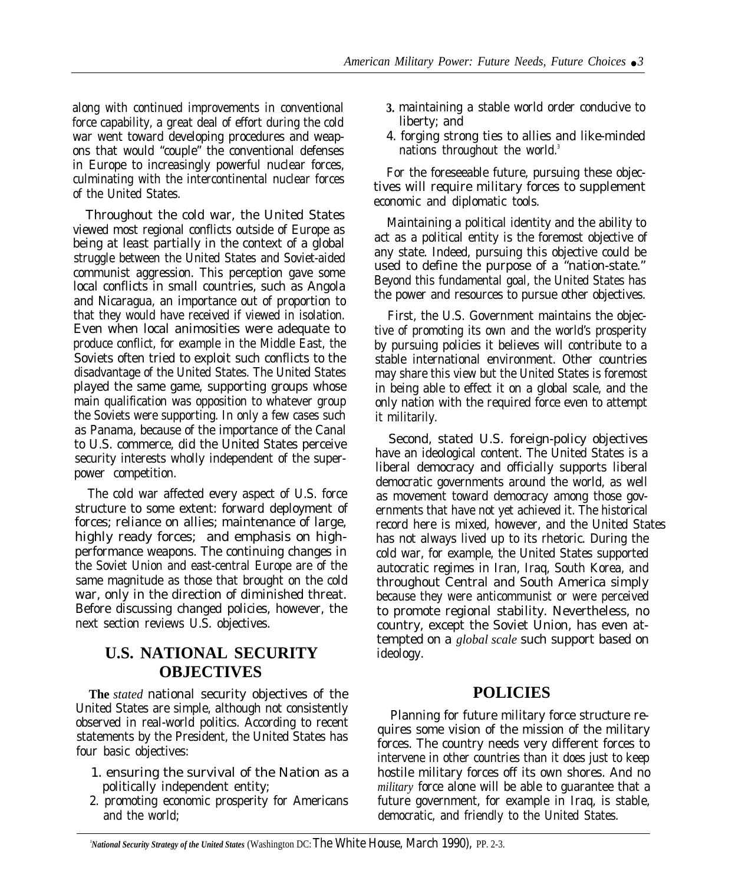along with continued improvements in conventional force capability, a great deal of effort during the cold war went toward developing procedures and weapons that would "couple" the conventional defenses in Europe to increasingly powerful nuclear forces, culminating with the intercontinental nuclear forces of the United States.

Throughout the cold war, the United States viewed most regional conflicts outside of Europe as being at least partially in the context of a global struggle between the United States and Soviet-aided communist aggression. This perception gave some local conflicts in small countries, such as Angola and Nicaragua, an importance out of proportion to that they would have received if viewed in isolation. Even when local animosities were adequate to produce conflict, for example in the Middle East, the Soviets often tried to exploit such conflicts to the disadvantage of the United States. The United States played the same game, supporting groups whose main qualification was opposition to whatever group the Soviets were supporting. In only a few cases such as Panama, because of the importance of the Canal to U.S. commerce, did the United States perceive security interests wholly independent of the superpower competition.

The cold war affected every aspect of U.S. force structure to some extent: forward deployment of forces; reliance on allies; maintenance of large, highly ready forces; and emphasis on high-performance weapons. The continuing changes in the Soviet Union and east-central Europe are of the same magnitude as those that brought on the cold war, only in the direction of diminished threat. Before discussing changed policies, however, the next section reviews U.S. objectives.

## U.S. NATIONAL SECURITY OBJECTIVES

**The** *stated* national security objectives of the United States are simple, although not consistently observed in real-world politics. According to recent statements by the President, the United States has four basic objectives:

1. ensuring the survival of the Nation as a politically independent entity;
2. promoting economic prosperity for Americans and the world;
3. maintaining a stable world order conducive to liberty; and
4. forging strong ties to allies and like-minded nations throughout the world.[3]

For the foreseeable future, pursuing these objectives will require military forces to supplement economic and diplomatic tools.

Maintaining a political identity and the ability to act as a political entity is the foremost objective of any state. Indeed, pursuing this objective could be used to define the purpose of a "nation-state." Beyond this fundamental goal, the United States has the power and resources to pursue other objectives.

First, the U.S. Government maintains the objective of promoting its own and the world's prosperity by pursuing policies it believes will contribute to a stable international environment. Other countries may share this view but the United States is foremost in being able to effect it on a global scale, and the only nation with the required force even to attempt it militarily.

Second, stated U.S. foreign-policy objectives have an ideological content. The United States is a liberal democracy and officially supports liberal democratic governments around the world, as well as movement toward democracy among those governments that have not yet achieved it. The historical record here is mixed, however, and the United States has not always lived up to its rhetoric. During the cold war, for example, the United States supported autocratic regimes in Iran, Iraq, South Korea, and throughout Central and South America simply because they were anticommunist or were perceived to promote regional stability. Nevertheless, no country, except the Soviet Union, has even attempted on a *global scale* such support based on ideology.

## POLICIES

Planning for future military force structure requires some vision of the mission of the military forces. The country needs very different forces to intervene in other countries than it does just to keep hostile military forces off its own shores. And no *military* force alone will be able to guarantee that a future government, for example in Iraq, is stable, democratic, and friendly to the United States.

[3] ***National Security Strategy of the United States*** (Washington DC: The White House, March 1990), PP. 2-3.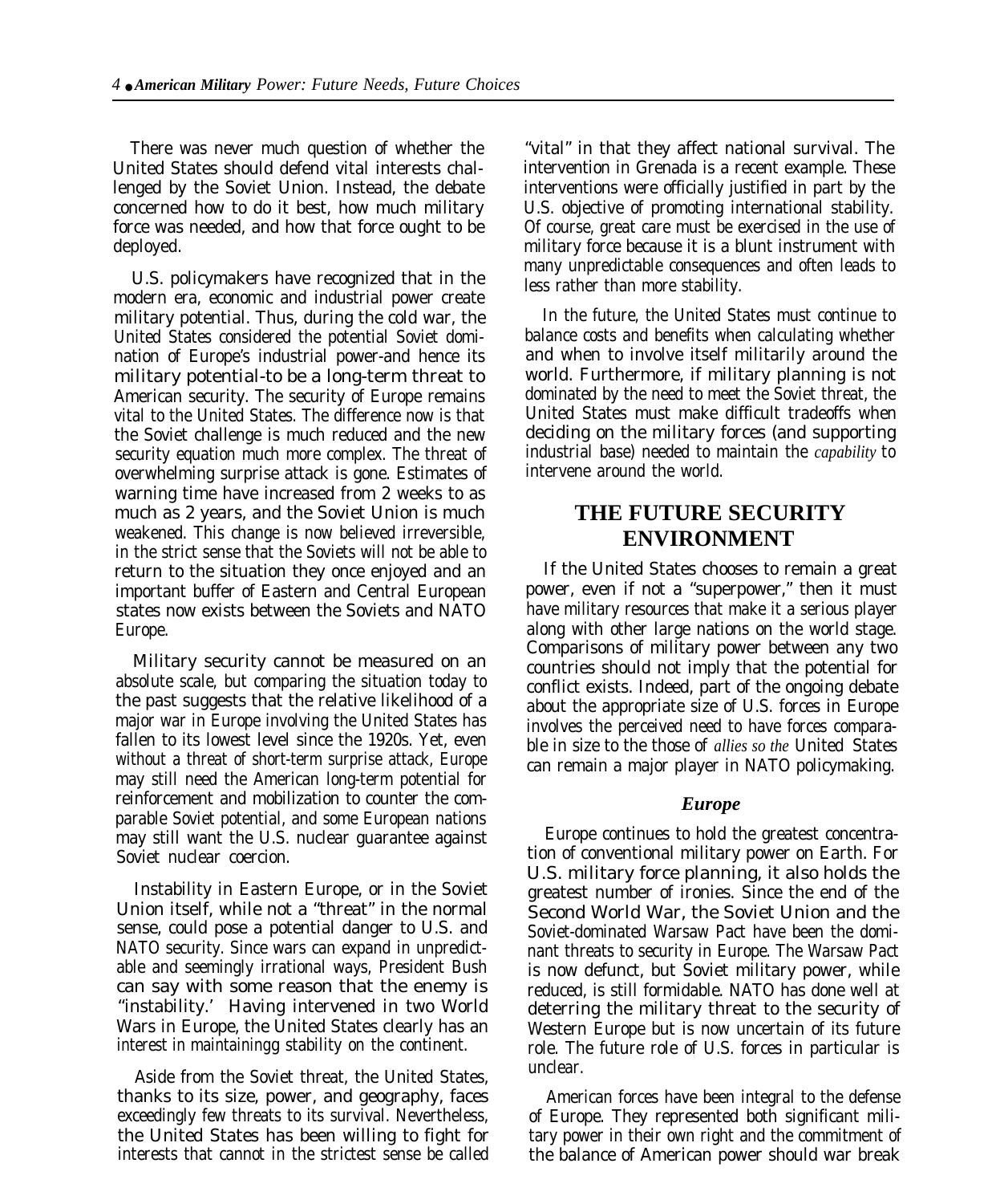There was never much question of whether the United States should defend vital interests challenged by the Soviet Union. Instead, the debate concerned how to do it best, how much military force was needed, and how that force ought to be deployed.

U.S. policymakers have recognized that in the modern era, economic and industrial power create military potential. Thus, during the cold war, the United States considered the potential Soviet domination of Europe's industrial power-and hence its military potential-to be a long-term threat to American security. The security of Europe remains vital to the United States. The difference now is that the Soviet challenge is much reduced and the new security equation much more complex. The threat of overwhelming surprise attack is gone. Estimates of warning time have increased from 2 weeks to as much as 2 years, and the Soviet Union is much weakened. This change is now believed irreversible, in the strict sense that the Soviets will not be able to return to the situation they once enjoyed and an important buffer of Eastern and Central European states now exists between the Soviets and NATO Europe.

Military security cannot be measured on an absolute scale, but comparing the situation today to the past suggests that the relative likelihood of a major war in Europe involving the United States has fallen to its lowest level since the 1920s. Yet, even without a threat of short-term surprise attack, Europe may still need the American long-term potential for reinforcement and mobilization to counter the comparable Soviet potential, and some European nations may still want the U.S. nuclear guarantee against Soviet nuclear coercion.

Instability in Eastern Europe, or in the Soviet Union itself, while not a "threat" in the normal sense, could pose a potential danger to U.S. and NATO security. Since wars can expand in unpredictable and seemingly irrational ways, President Bush can say with some reason that the enemy is "instability.' Having intervened in two World Wars in Europe, the United States clearly has an interest in maintainingg stability on the continent.

Aside from the Soviet threat, the United States, thanks to its size, power, and geography, faces exceedingly few threats to its survival. Nevertheless, the United States has been willing to fight for interests that cannot in the strictest sense be called "vital" in that they affect national survival. The intervention in Grenada is a recent example. These interventions were officially justified in part by the U.S. objective of promoting international stability. Of course, great care must be exercised in the use of military force because it is a blunt instrument with many unpredictable consequences and often leads to less rather than more stability.

In the future, the United States must continue to balance costs and benefits when calculating whether and when to involve itself militarily around the world. Furthermore, if military planning is not dominated by the need to meet the Soviet threat, the United States must make difficult tradeoffs when deciding on the military forces (and supporting industrial base) needed to maintain the *capability* to intervene around the world.

## THE FUTURE SECURITY ENVIRONMENT

If the United States chooses to remain a great power, even if not a "superpower," then it must have military resources that make it a serious player along with other large nations on the world stage. Comparisons of military power between any two countries should not imply that the potential for conflict exists. Indeed, part of the ongoing debate about the appropriate size of U.S. forces in Europe involves the perceived need to have forces comparable in size to the those of *allies so the* United States can remain a major player in NATO policymaking.

### *Europe*

Europe continues to hold the greatest concentration of conventional military power on Earth. For U.S. military force planning, it also holds the greatest number of ironies. Since the end of the Second World War, the Soviet Union and the Soviet-dominated Warsaw Pact have been the dominant threats to security in Europe. The Warsaw Pact is now defunct, but Soviet military power, while reduced, is still formidable. NATO has done well at deterring the military threat to the security of Western Europe but is now uncertain of its future role. The future role of U.S. forces in particular is unclear.

American forces have been integral to the defense of Europe. They represented both significant military power in their own right and the commitment of the balance of American power should war break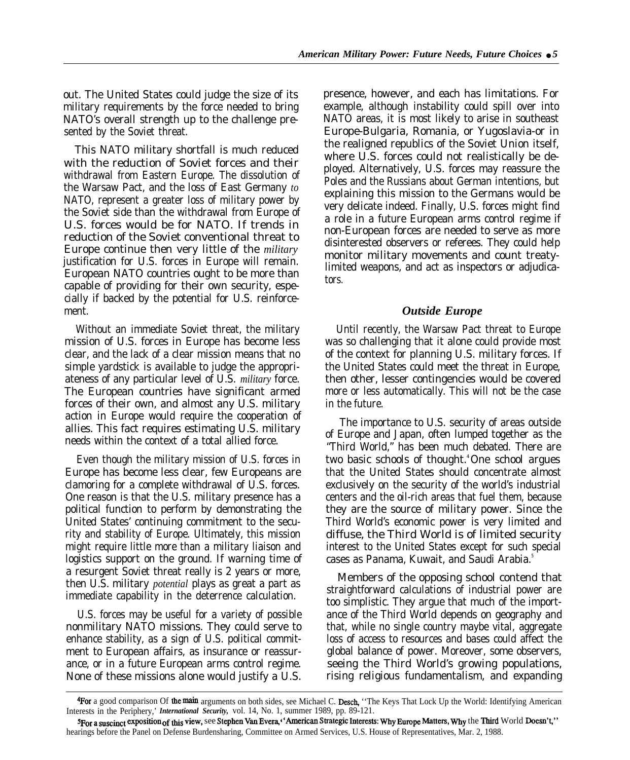out. The United States could judge the size of its military requirements by the force needed to bring NATO's overall strength up to the challenge presented by the Soviet threat.

This NATO military shortfall is much reduced with the reduction of Soviet forces and their withdrawal from Eastern Europe. The dissolution of the Warsaw Pact, and the loss of East Germany *to* NATO, represent a greater loss of military power by the Soviet side than the withdrawal from Europe of U.S. forces would be for NATO. If trends in reduction of the Soviet conventional threat to Europe continue then very little of the *military* justification for U.S. forces in Europe will remain. European NATO countries ought to be more than capable of providing for their own security, especially if backed by the potential for U.S. reinforcement.

Without an immediate Soviet threat, the military mission of U.S. forces in Europe has become less clear, and the lack of a clear mission means that no simple yardstick is available to judge the appropriateness of any particular level of U.S. *military* force. The European countries have significant armed forces of their own, and almost any U.S. military action in Europe would require the cooperation of allies. This fact requires estimating U.S. military needs within the context of a total allied force.

Even though the military mission of U.S. forces in Europe has become less clear, few Europeans are clamoring for a complete withdrawal of U.S. forces. One reason is that the U.S. military presence has a political function to perform by demonstrating the United States' continuing commitment to the security and stability of Europe. Ultimately, this mission might require little more than a military liaison and logistics support on the ground. If warning time of a resurgent Soviet threat really is 2 years or more, then U.S. military *potential* plays as great a part as immediate capability in the deterrence calculation.

U.S. forces may be useful for a variety of possible nonmilitary NATO missions. They could serve to enhance stability, as a sign of U.S. political commitment to European affairs, as insurance or reassurance, or in a future European arms control regime. None of these missions alone would justify a U.S. presence, however, and each has limitations. For example, although instability could spill over into NATO areas, it is most likely to arise in southeast Europe-Bulgaria, Romania, or Yugoslavia-or in the realigned republics of the Soviet Union itself, where U.S. forces could not realistically be deployed. Alternatively, U.S. forces may reassure the Poles and the Russians about German intentions, but explaining this mission to the Germans would be very delicate indeed. Finally, U.S. forces might find a role in a future European arms control regime if non-European forces are needed to serve as more disinterested observers or referees. They could help monitor military movements and count treaty-limited weapons, and act as inspectors or adjudicators.

### *Outside Europe*

Until recently, the Warsaw Pact threat to Europe was so challenging that it alone could provide most of the context for planning U.S. military forces. If the United States could meet the threat in Europe, then other, lesser contingencies would be covered more or less automatically. This will not be the case in the future.

The importance to U.S. security of areas outside of Europe and Japan, often lumped together as the "Third World," has been much debated. There are two basic schools of thought.[4] One school argues that the United States should concentrate almost exclusively on the security of the world's industrial centers and the oil-rich areas that fuel them, because they are the source of military power. Since the Third World's economic power is very limited and diffuse, the Third World is of limited security interest to the United States except for such special cases as Panama, Kuwait, and Saudi Arabia.[5]

Members of the opposing school contend that straightforward calculations of industrial power are too simplistic. They argue that much of the importance of the Third World depends on geography and that, while no single country maybe vital, aggregate loss of access to resources and bases could affect the global balance of power. Moreover, some observers, seeing the Third World's growing populations, rising religious fundamentalism, and expanding

---

[4]For a good comparison Of the main arguments on both sides, see Michael C. Desch, ''The Keys That Lock Up the World: Identifying American Interests in the Periphery,' *International Security,* vol. 14, No. 1, summer 1989, pp. 89-121.

[5]For a suscinct exposition of this view, see Stephen Van Evera, ''American Strategic Interests: Why Europe Matters, Why the Third World Doesn't,'' hearings before the Panel on Defense Burdensharing, Committee on Armed Services, U.S. House of Representatives, Mar. 2, 1988.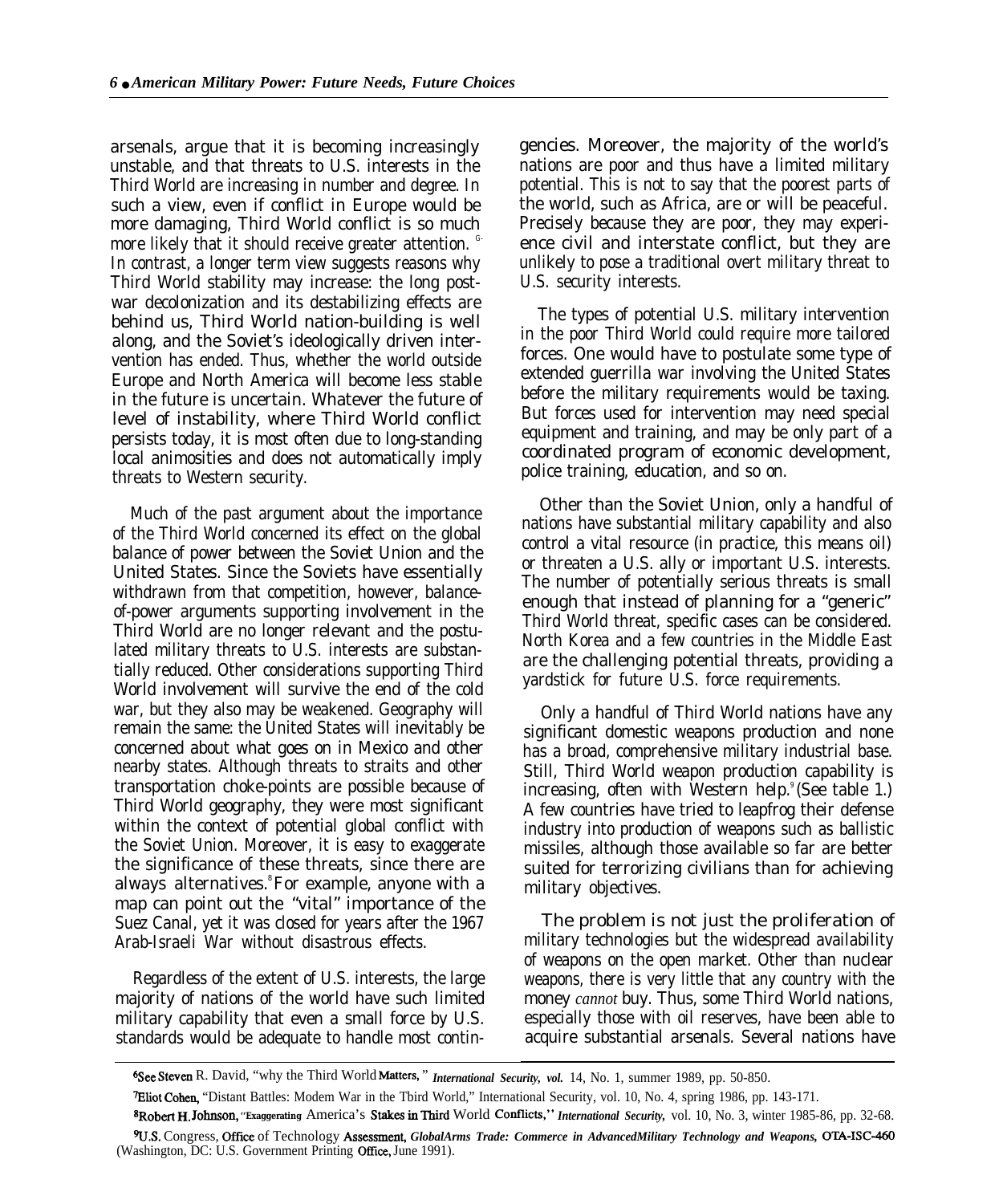arsenals, argue that it is becoming increasingly unstable, and that threats to U.S. interests in the Third World are increasing in number and degree. In such a view, even if conflict in Europe would be more damaging, Third World conflict is so much more likely that it should receive greater attention.[6] In contrast, a longer term view suggests reasons why Third World stability may increase: the long postwar decolonization and its destabilizing effects are behind us, Third World nation-building is well along, and the Soviet's ideologically driven intervention has ended. Thus, whether the world outside Europe and North America will become less stable in the future is uncertain. Whatever the future of level of instability, where Third World conflict persists today, it is most often due to long-standing local animosities and does not automatically imply threats to Western security.

Much of the past argument about the importance of the Third World concerned its effect on the global balance of power between the Soviet Union and the United States. Since the Soviets have essentially withdrawn from that competition, however, balance-of-power arguments supporting involvement in the Third World are no longer relevant and the postulated military threats to U.S. interests are substantially reduced. Other considerations supporting Third World involvement will survive the end of the cold war, but they also may be weakened. Geography will remain the same: the United States will inevitably be concerned about what goes on in Mexico and other nearby states. Although threats to straits and other transportation choke-points are possible because of Third World geography, they were most significant within the context of potential global conflict with the Soviet Union. Moreover, it is easy to exaggerate the significance of these threats, since there are always alternatives.[8] For example, anyone with a map can point out the "vital" importance of the Suez Canal, yet it was closed for years after the 1967 Arab-Israeli War without disastrous effects.

Regardless of the extent of U.S. interests, the large majority of nations of the world have such limited military capability that even a small force by U.S. standards would be adequate to handle most contingencies. Moreover, the majority of the world's nations are poor and thus have a limited military potential. This is not to say that the poorest parts of the world, such as Africa, are or will be peaceful. Precisely because they are poor, they may experience civil and interstate conflict, but they are unlikely to pose a traditional overt military threat to U.S. security interests.

The types of potential U.S. military intervention in the poor Third World could require more tailored forces. One would have to postulate some type of extended guerrilla war involving the United States before the military requirements would be taxing. But forces used for intervention may need special equipment and training, and may be only part of a coordinated program of economic development, police training, education, and so on.

Other than the Soviet Union, only a handful of nations have substantial military capability and also control a vital resource (in practice, this means oil) or threaten a U.S. ally or important U.S. interests. The number of potentially serious threats is small enough that instead of planning for a "generic" Third World threat, specific cases can be considered. North Korea and a few countries in the Middle East are the challenging potential threats, providing a yardstick for future U.S. force requirements.

Only a handful of Third World nations have any significant domestic weapons production and none has a broad, comprehensive military industrial base. Still, Third World weapon production capability is increasing, often with Western help.[9] (See table 1.) A few countries have tried to leapfrog their defense industry into production of weapons such as ballistic missiles, although those available so far are better suited for terrorizing civilians than for achieving military objectives.

The problem is not just the proliferation of military technologies but the widespread availability of weapons on the open market. Other than nuclear weapons, there is very little that any country with the money *cannot* buy. Thus, some Third World nations, especially those with oil reserves, have been able to acquire substantial arsenals. Several nations have

---

[6] See Steven R. David, "why the Third World Matters," *International Security, vol.* 14, No. 1, summer 1989, pp. 50-850.

[7] Eliot Cohen, "Distant Battles: Modem War in the Tbird World," International Security, vol. 10, No. 4, spring 1986, pp. 143-171.

[8] Robert H. Johnson, "Exaggerating America's Stakes in Third World Conflicts," *International Security,* vol. 10, No. 3, winter 1985-86, pp. 32-68.

[9] U.S. Congress, Office of Technology Assessment, *GlobalArms Trade: Commerce in AdvancedMilitary Technology and Weapons,* OTA-ISC-460 (Washington, DC: U.S. Government Printing Office, June 1991).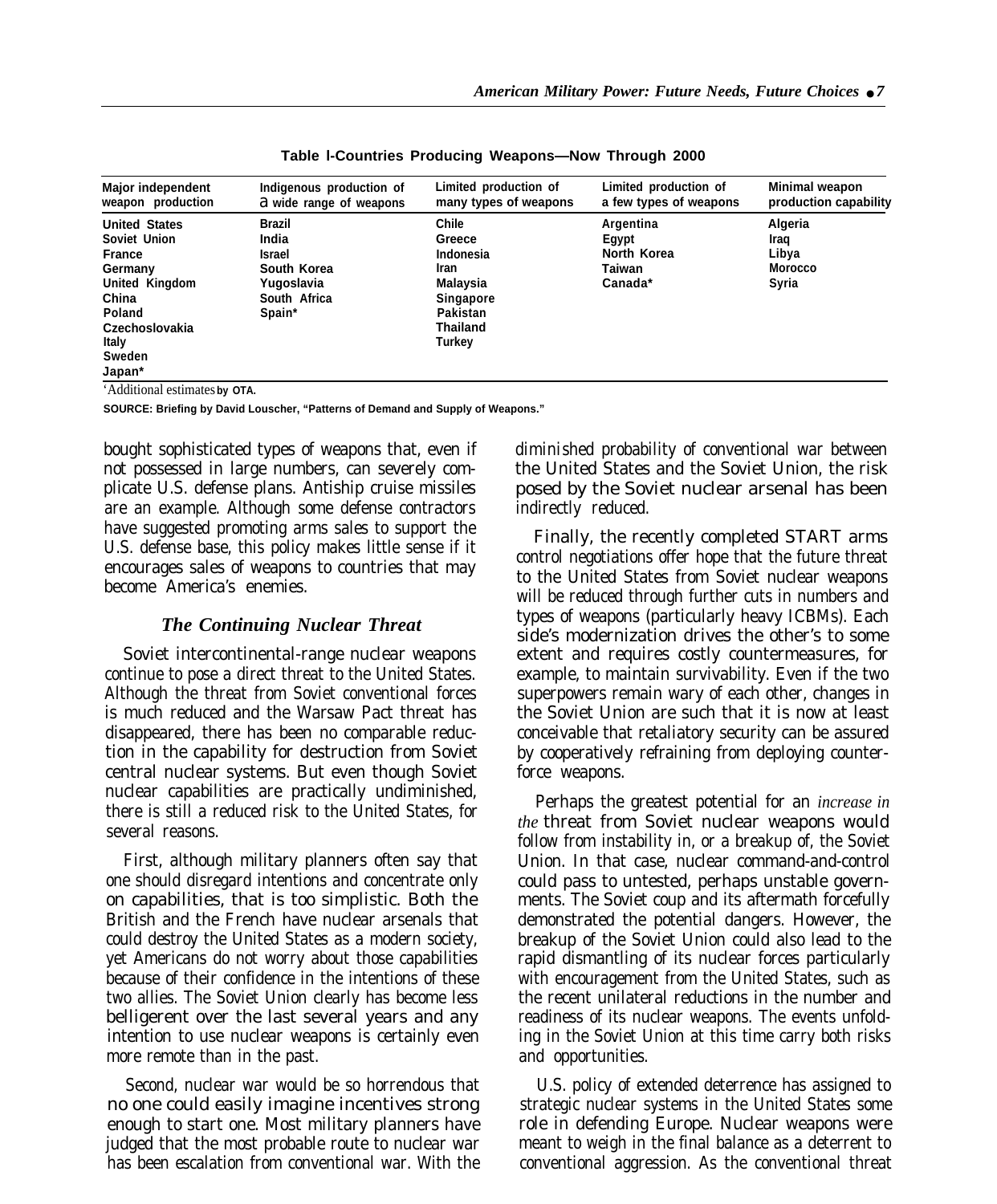**Table l-Countries Producing Weapons—Now Through 2000**

| Major independent weapon production | Indigenous production of a wide range of weapons | Limited production of many types of weapons | Limited production of a few types of weapons | Minimal weapon production capability |
|---|---|---|---|---|
| United States | Brazil | Chile | Argentina | Algeria |
| Soviet Union | India | Greece | Egypt | Iraq |
| France | Israel | Indonesia | North Korea | Libya |
| Germany | South Korea | Iran | Taiwan | Morocco |
| United Kingdom | Yugoslavia | Malaysia | Canada* | Syria |
| China | South Africa | Singapore | | |
| Poland | Spain* | Pakistan | | |
| Czechoslovakia | | Thailand | | |
| Italy | | Turkey | | |
| Sweden | | | | |
| Japan* | | | | |

*Additional estimates by OTA.

SOURCE: Briefing by David Louscher, "Patterns of Demand and Supply of Weapons."

bought sophisticated types of weapons that, even if not possessed in large numbers, can severely complicate U.S. defense plans. Antiship cruise missiles are an example. Although some defense contractors have suggested promoting arms sales to support the U.S. defense base, this policy makes little sense if it encourages sales of weapons to countries that may become America's enemies.

### *The Continuing Nuclear Threat*

Soviet intercontinental-range nuclear weapons continue to pose a direct threat to the United States. Although the threat from Soviet conventional forces is much reduced and the Warsaw Pact threat has disappeared, there has been no comparable reduction in the capability for destruction from Soviet central nuclear systems. But even though Soviet nuclear capabilities are practically undiminished, there is still a reduced risk to the United States, for several reasons.

First, although military planners often say that one should disregard intentions and concentrate only on capabilities, that is too simplistic. Both the British and the French have nuclear arsenals that could destroy the United States as a modern society, yet Americans do not worry about those capabilities because of their confidence in the intentions of these two allies. The Soviet Union clearly has become less belligerent over the last several years and any intention to use nuclear weapons is certainly even more remote than in the past.

Second, nuclear war would be so horrendous that no one could easily imagine incentives strong enough to start one. Most military planners have judged that the most probable route to nuclear war has been escalation from conventional war. With the diminished probability of conventional war between the United States and the Soviet Union, the risk posed by the Soviet nuclear arsenal has been indirectly reduced.

Finally, the recently completed START arms control negotiations offer hope that the future threat to the United States from Soviet nuclear weapons will be reduced through further cuts in numbers and types of weapons (particularly heavy ICBMs). Each side's modernization drives the other's to some extent and requires costly countermeasures, for example, to maintain survivability. Even if the two superpowers remain wary of each other, changes in the Soviet Union are such that it is now at least conceivable that retaliatory security can be assured by cooperatively refraining from deploying counterforce weapons.

Perhaps the greatest potential for an *increase in the* threat from Soviet nuclear weapons would follow from instability in, or a breakup of, the Soviet Union. In that case, nuclear command-and-control could pass to untested, perhaps unstable governments. The Soviet coup and its aftermath forcefully demonstrated the potential dangers. However, the breakup of the Soviet Union could also lead to the rapid dismantling of its nuclear forces particularly with encouragement from the United States, such as the recent unilateral reductions in the number and readiness of its nuclear weapons. The events unfolding in the Soviet Union at this time carry both risks and opportunities.

U.S. policy of extended deterrence has assigned to strategic nuclear systems in the United States some role in defending Europe. Nuclear weapons were meant to weigh in the final balance as a deterrent to conventional aggression. As the conventional threat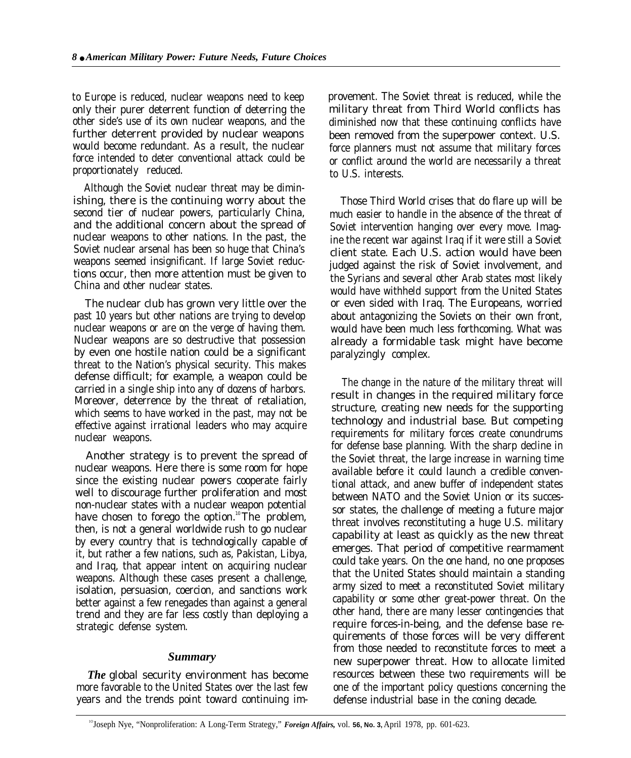to Europe is reduced, nuclear weapons need to keep only their purer deterrent function of deterring the other side's use of its own nuclear weapons, and the further deterrent provided by nuclear weapons would become redundant. As a result, the nuclear force intended to deter conventional attack could be proportionately reduced.

Although the Soviet nuclear threat may be diminishing, there is the continuing worry about the second tier of nuclear powers, particularly China, and the additional concern about the spread of nuclear weapons to other nations. In the past, the Soviet nuclear arsenal has been so huge that China's weapons seemed insignificant. If large Soviet reductions occur, then more attention must be given to China and other nuclear states.

The nuclear club has grown very little over the past 10 years but other nations are trying to develop nuclear weapons or are on the verge of having them. Nuclear weapons are so destructive that possession by even one hostile nation could be a significant threat to the Nation's physical security. This makes defense difficult; for example, a weapon could be carried in a single ship into any of dozens of harbors. Moreover, deterrence by the threat of retaliation, which seems to have worked in the past, may not be effective against irrational leaders who may acquire nuclear weapons.

Another strategy is to prevent the spread of nuclear weapons. Here there is some room for hope since the existing nuclear powers cooperate fairly well to discourage further proliferation and most non-nuclear states with a nuclear weapon potential have chosen to forego the option.[10] The problem, then, is not a general worldwide rush to go nuclear by every country that is technologically capable of it, but rather a few nations, such as, Pakistan, Libya, and Iraq, that appear intent on acquiring nuclear weapons. Although these cases present a challenge, isolation, persuasion, coercion, and sanctions work better against a few renegades than against a general trend and they are far less costly than deploying a strategic defense system.

### Summary

*The* global security environment has become more favorable to the United States over the last few years and the trends point toward continuing improvement. The Soviet threat is reduced, while the military threat from Third World conflicts has diminished now that these continuing conflicts have been removed from the superpower context. U.S. force planners must not assume that military forces or conflict around the world are necessarily a threat to U.S. interests.

Those Third World crises that do flare up will be much easier to handle in the absence of the threat of Soviet intervention hanging over every move. Imagine the recent war against Iraq if it were still a Soviet client state. Each U.S. action would have been judged against the risk of Soviet involvement, and the Syrians and several other Arab states most likely would have withheld support from the United States or even sided with Iraq. The Europeans, worried about antagonizing the Soviets on their own front, would have been much less forthcoming. What was already a formidable task might have become paralyzingly complex.

The change in the nature of the military threat will result in changes in the required military force structure, creating new needs for the supporting technology and industrial base. But competing requirements for military forces create conundrums for defense base planning. With the sharp decline in the Soviet threat, the large increase in warning time available before it could launch a credible conventional attack, and anew buffer of independent states between NATO and the Soviet Union or its successor states, the challenge of meeting a future major threat involves reconstituting a huge U.S. military capability at least as quickly as the new threat emerges. That period of competitive rearmament could take years. On the one hand, no one proposes that the United States should maintain a standing army sized to meet a reconstituted Soviet military capability or some other great-power threat. On the other hand, there are many lesser contingencies that require forces-in-being, and the defense base requirements of those forces will be very different from those needed to reconstitute forces to meet a new superpower threat. How to allocate limited resources between these two requirements will be one of the important policy questions concerning the defense industrial base in the coning decade.

---

[10] Joseph Nye, "Nonproliferation: A Long-Term Strategy," *Foreign Affairs,* vol. 56, No. 3, April 1978, pp. 601-623.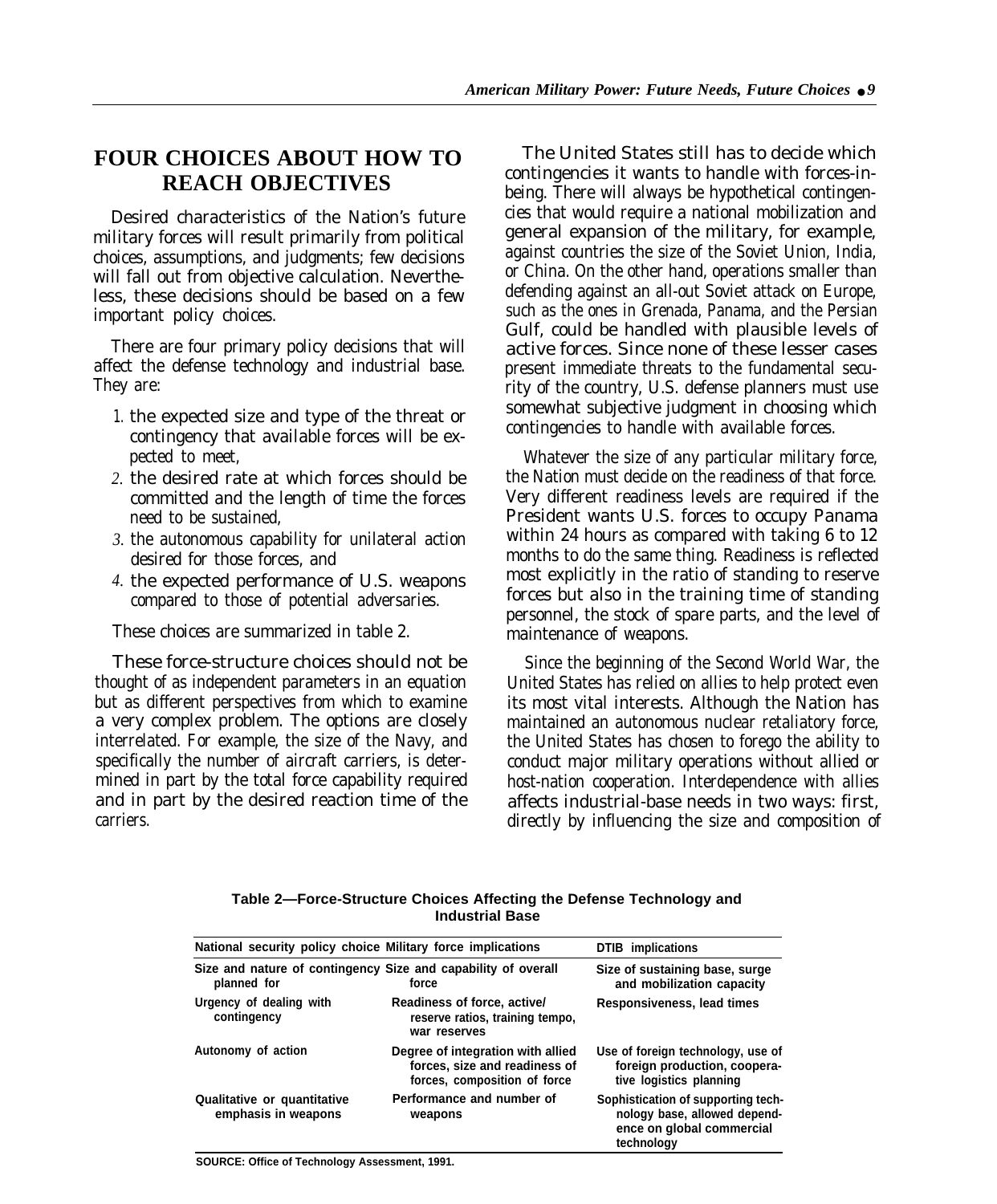## FOUR CHOICES ABOUT HOW TO REACH OBJECTIVES

Desired characteristics of the Nation's future military forces will result primarily from political choices, assumptions, and judgments; few decisions will fall out from objective calculation. Nevertheless, these decisions should be based on a few important policy choices.

There are four primary policy decisions that will affect the defense technology and industrial base. They are:

1. the expected size and type of the threat or contingency that available forces will be expected to meet,
2. the desired rate at which forces should be committed and the length of time the forces need to be sustained,
3. the autonomous capability for unilateral action desired for those forces, and
4. the expected performance of U.S. weapons compared to those of potential adversaries.

These choices are summarized in table 2.

These force-structure choices should not be thought of as independent parameters in an equation but as different perspectives from which to examine a very complex problem. The options are closely interrelated. For example, the size of the Navy, and specifically the number of aircraft carriers, is determined in part by the total force capability required and in part by the desired reaction time of the carriers.

The United States still has to decide which contingencies it wants to handle with forces-in-being. There will always be hypothetical contingencies that would require a national mobilization and general expansion of the military, for example, against countries the size of the Soviet Union, India, or China. On the other hand, operations smaller than defending against an all-out Soviet attack on Europe, such as the ones in Grenada, Panama, and the Persian Gulf, could be handled with plausible levels of active forces. Since none of these lesser cases present immediate threats to the fundamental security of the country, U.S. defense planners must use somewhat subjective judgment in choosing which contingencies to handle with available forces.

Whatever the size of any particular military force, the Nation must decide on the readiness of that force. Very different readiness levels are required if the President wants U.S. forces to occupy Panama within 24 hours as compared with taking 6 to 12 months to do the same thing. Readiness is reflected most explicitly in the ratio of standing to reserve forces but also in the training time of standing personnel, the stock of spare parts, and the level of maintenance of weapons.

Since the beginning of the Second World War, the United States has relied on allies to help protect even its most vital interests. Although the Nation has maintained an autonomous nuclear retaliatory force, the United States has chosen to forego the ability to conduct major military operations without allied or host-nation cooperation. Interdependence with allies affects industrial-base needs in two ways: first, directly by influencing the size and composition of

**Table 2—Force-Structure Choices Affecting the Defense Technology and Industrial Base**

| National security policy choice | Military force implications | DTIB implications |
|---|---|---|
| Size and nature of contingency planned for | Size and capability of overall force | Size of sustaining base, surge and mobilization capacity |
| Urgency of dealing with contingency | Readiness of force, active/reserve ratios, training tempo, war reserves | Responsiveness, lead times |
| Autonomy of action | Degree of integration with allied forces, size and readiness of forces, composition of force | Use of foreign technology, use of foreign production, cooperative logistics planning |
| Qualitative or quantitative emphasis in weapons | Performance and number of weapons | Sophistication of supporting technology base, allowed dependence on global commercial technology |

SOURCE: Office of Technology Assessment, 1991.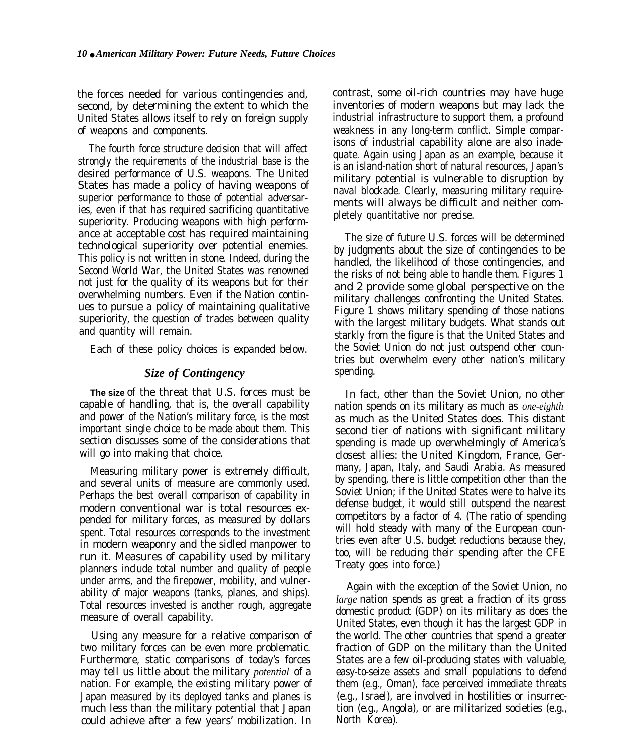the forces needed for various contingencies and, second, by determining the extent to which the United States allows itself to rely on foreign supply of weapons and components.

The fourth force structure decision that will affect strongly the requirements of the industrial base is the desired performance of U.S. weapons. The United States has made a policy of having weapons of superior performance to those of potential adversaries, even if that has required sacrificing quantitative superiority. Producing weapons with high performance at acceptable cost has required maintaining technological superiority over potential enemies. This policy is not written in stone. Indeed, during the Second World War, the United States was renowned not just for the quality of its weapons but for their overwhelming numbers. Even if the Nation continues to pursue a policy of maintaining qualitative superiority, the question of trades between quality and quantity will remain.

Each of these policy choices is expanded below.

### *Size of Contingency*

**The size** of the threat that U.S. forces must be capable of handling, that is, the overall capability and power of the Nation's military force, is the most important single choice to be made about them. This section discusses some of the considerations that will go into making that choice.

Measuring military power is extremely difficult, and several units of measure are commonly used. Perhaps the best overall comparison of capability in modern conventional war is total resources expended for military forces, as measured by dollars spent. Total resources corresponds to the investment in modern weaponry and the sidled manpower to run it. Measures of capability used by military planners include total number and quality of people under arms, and the firepower, mobility, and vulnerability of major weapons (tanks, planes, and ships). Total resources invested is another rough, aggregate measure of overall capability.

Using any measure for a relative comparison of two military forces can be even more problematic. Furthermore, static comparisons of today's forces may tell us little about the military *potential* of a nation. For example, the existing military power of Japan measured by its deployed tanks and planes is much less than the military potential that Japan could achieve after a few years' mobilization. In contrast, some oil-rich countries may have huge inventories of modern weapons but may lack the industrial infrastructure to support them, a profound weakness in any long-term conflict. Simple comparisons of industrial capability alone are also inadequate. Again using Japan as an example, because it is an island-nation short of natural resources, Japan's military potential is vulnerable to disruption by naval blockade. Clearly, measuring military requirements will always be difficult and neither completely quantitative nor precise.

The size of future U.S. forces will be determined by judgments about the size of contingencies to be handled, the likelihood of those contingencies, and the risks of not being able to handle them. Figures 1 and 2 provide some global perspective on the military challenges confronting the United States. Figure 1 shows military spending of those nations with the largest military budgets. What stands out starkly from the figure is that the United States and the Soviet Union do not just outspend other countries but overwhelm every other nation's military spending.

In fact, other than the Soviet Union, no other nation spends on its military as much as *one-eighth* as much as the United States does. This distant second tier of nations with significant military spending is made up overwhelmingly of America's closest allies: the United Kingdom, France, Germany, Japan, Italy, and Saudi Arabia. As measured by spending, there is little competition other than the Soviet Union; if the United States were to halve its defense budget, it would still outspend the nearest competitors by a factor of 4. (The ratio of spending will hold steady with many of the European countries even after U.S. budget reductions because they, too, will be reducing their spending after the CFE Treaty goes into force.)

Again with the exception of the Soviet Union, no *large* nation spends as great a fraction of its gross domestic product (GDP) on its military as does the United States, even though it has the largest GDP in the world. The other countries that spend a greater fraction of GDP on the military than the United States are a few oil-producing states with valuable, easy-to-seize assets and small populations to defend them (e.g., Oman), face perceived immediate threats (e.g., Israel), are involved in hostilities or insurrection (e.g., Angola), or are militarized societies (e.g., North Korea).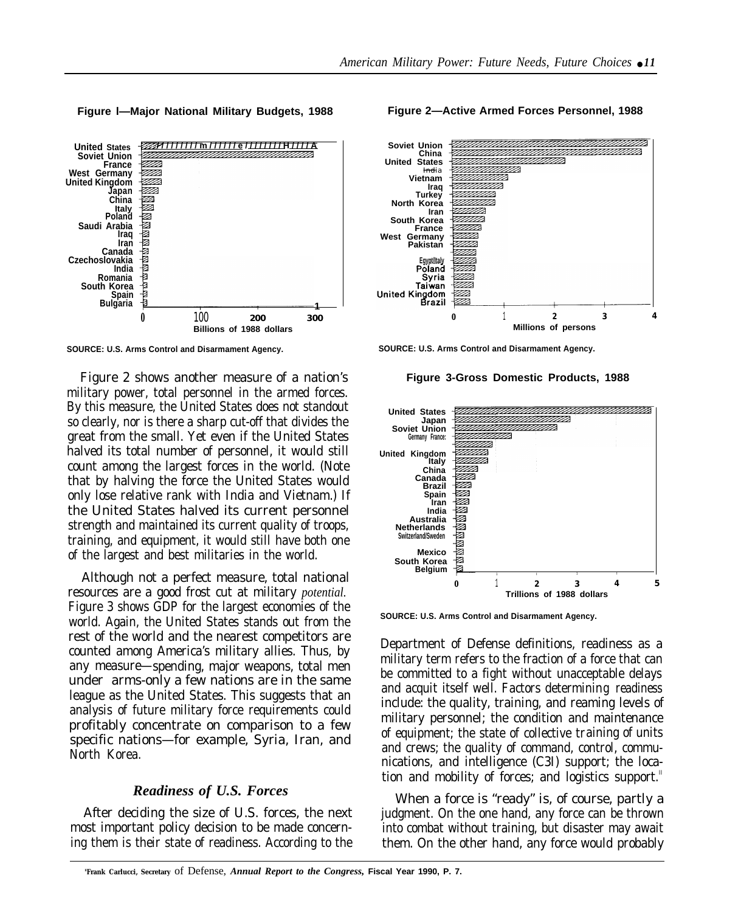**Figure 1—Major National Military Budgets, 1988**

SOURCE: U.S. Arms Control and Disarmament Agency.

**Figure 2—Active Armed Forces Personnel, 1988**

SOURCE: U.S. Arms Control and Disarmament Agency.

Figure 2 shows another measure of a nation's military power, total personnel in the armed forces. By this measure, the United States does not standout so clearly, nor is there a sharp cut-off that divides the great from the small. Yet even if the United States halved its total number of personnel, it would still count among the largest forces in the world. (Note that by halving the force the United States would only lose relative rank with India and Vietnam.) If the United States halved its current personnel strength and maintained its current quality of troops, training, and equipment, it would still have both one of the largest and best militaries in the world.

Although not a perfect measure, total national resources are a good frost cut at military *potential.* Figure 3 shows GDP for the largest economies of the world. Again, the United States stands out from the rest of the world and the nearest competitors are counted among America's military allies. Thus, by any measure—spending, major weapons, total men under arms-only a few nations are in the same league as the United States. This suggests that an analysis of future military force requirements could profitably concentrate on comparison to a few specific nations—for example, Syria, Iran, and North Korea.

**Figure 3-Gross Domestic Products, 1988**

SOURCE: U.S. Arms Control and Disarmament Agency.

### *Readiness of U.S. Forces*

After deciding the size of U.S. forces, the next most important policy decision to be made concerning them is their state of readiness. According to the Department of Defense definitions, readiness as a military term refers to the fraction of a force that can be committed to a fight without unacceptable delays and acquit itself well. Factors determining readiness include: the quality, training, and reaming levels of military personnel; the condition and maintenance of equipment; the state of collective training of units and crews; the quality of command, control, communications, and intelligence (C3I) support; the location and mobility of forces; and logistics support.[11]

When a force is "ready" is, of course, partly a judgment. On the one hand, any force can be thrown into combat without training, but disaster may await them. On the other hand, any force would probably

[11] Frank Carlucci, Secretary of Defense, *Annual Report to the Congress,* Fiscal Year 1990, P. 7.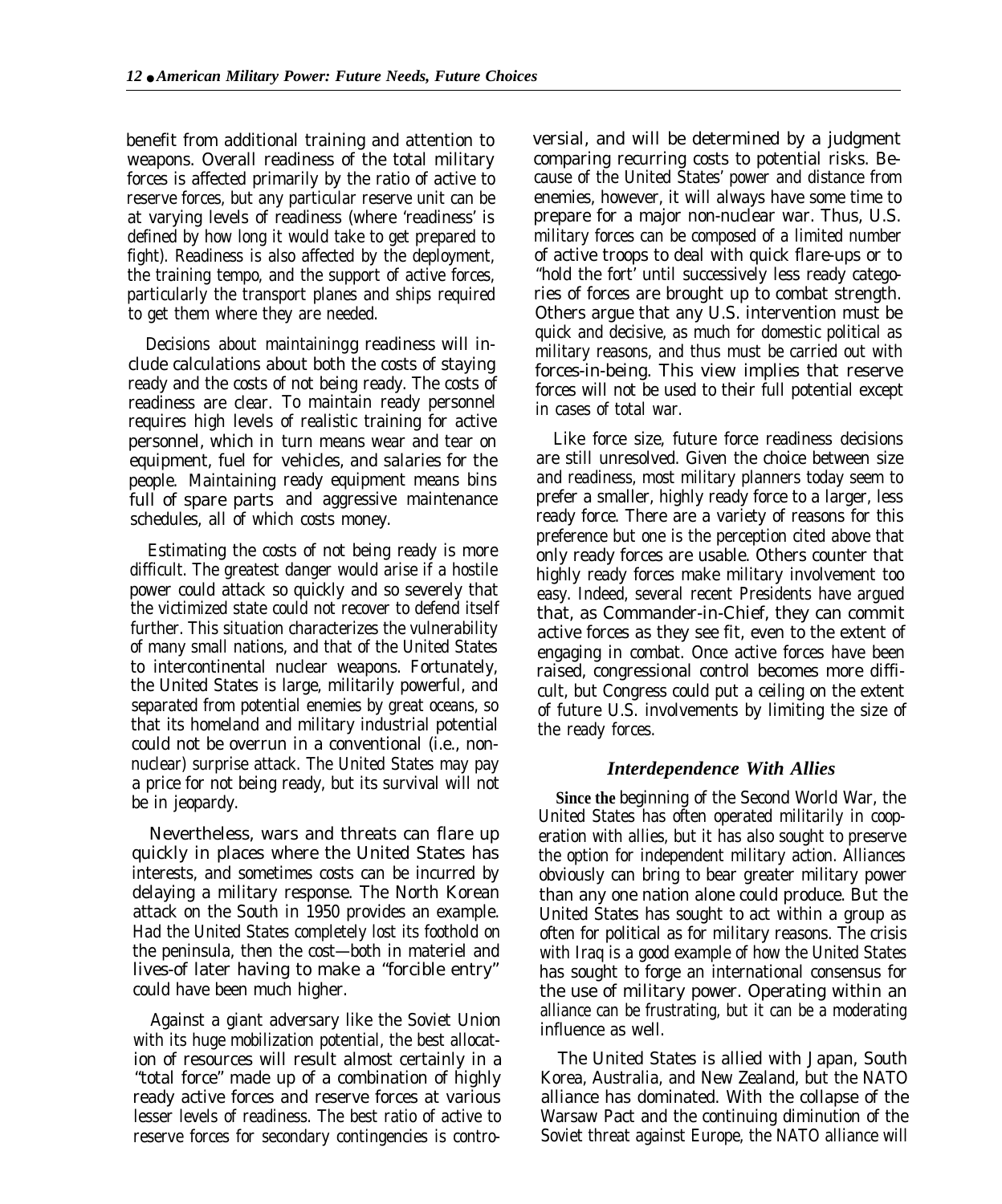benefit from additional training and attention to weapons. Overall readiness of the total military forces is affected primarily by the ratio of active to reserve forces, but any particular reserve unit can be at varying levels of readiness (where 'readiness' is defined by how long it would take to get prepared to fight). Readiness is also affected by the deployment, the training tempo, and the support of active forces, particularly the transport planes and ships required to get them where they are needed.

Decisions about maintainingg readiness will include calculations about both the costs of staying ready and the costs of not being ready. The costs of readiness are clear. To maintain ready personnel requires high levels of realistic training for active personnel, which in turn means wear and tear on equipment, fuel for vehicles, and salaries for the people. Maintaining ready equipment means bins full of spare parts and aggressive maintenance schedules, all of which costs money.

Estimating the costs of not being ready is more difficult. The greatest danger would arise if a hostile power could attack so quickly and so severely that the victimized state could not recover to defend itself further. This situation characterizes the vulnerability of many small nations, and that of the United States to intercontinental nuclear weapons. Fortunately, the United States is large, militarily powerful, and separated from potential enemies by great oceans, so that its homeland and military industrial potential could not be overrun in a conventional (i.e., non-nuclear) surprise attack. The United States may pay a price for not being ready, but its survival will not be in jeopardy.

Nevertheless, wars and threats can flare up quickly in places where the United States has interests, and sometimes costs can be incurred by delaying a military response. The North Korean attack on the South in 1950 provides an example. Had the United States completely lost its foothold on the peninsula, then the cost—both in materiel and lives-of later having to make a "forcible entry" could have been much higher.

Against a giant adversary like the Soviet Union with its huge mobilization potential, the best allocation of resources will result almost certainly in a "total force" made up of a combination of highly ready active forces and reserve forces at various lesser levels of readiness. The best ratio of active to reserve forces for secondary contingencies is controversial, and will be determined by a judgment comparing recurring costs to potential risks. Because of the United States' power and distance from enemies, however, it will always have some time to prepare for a major non-nuclear war. Thus, U.S. military forces can be composed of a limited number of active troops to deal with quick flare-ups or to "hold the fort' until successively less ready categories of forces are brought up to combat strength. Others argue that any U.S. intervention must be quick and decisive, as much for domestic political as military reasons, and thus must be carried out with forces-in-being. This view implies that reserve forces will not be used to their full potential except in cases of total war.

Like force size, future force readiness decisions are still unresolved. Given the choice between size and readiness, most military planners today seem to prefer a smaller, highly ready force to a larger, less ready force. There are a variety of reasons for this preference but one is the perception cited above that only ready forces are usable. Others counter that highly ready forces make military involvement too easy. Indeed, several recent Presidents have argued that, as Commander-in-Chief, they can commit active forces as they see fit, even to the extent of engaging in combat. Once active forces have been raised, congressional control becomes more difficult, but Congress could put a ceiling on the extent of future U.S. involvements by limiting the size of the ready forces.

### *Interdependence With Allies*

**Since the** beginning of the Second World War, the United States has often operated militarily in cooperation with allies, but it has also sought to preserve the option for independent military action. Alliances obviously can bring to bear greater military power than any one nation alone could produce. But the United States has sought to act within a group as often for political as for military reasons. The crisis with Iraq is a good example of how the United States has sought to forge an international consensus for the use of military power. Operating within an alliance can be frustrating, but it can be a moderating influence as well.

The United States is allied with Japan, South Korea, Australia, and New Zealand, but the NATO alliance has dominated. With the collapse of the Warsaw Pact and the continuing diminution of the Soviet threat against Europe, the NATO alliance will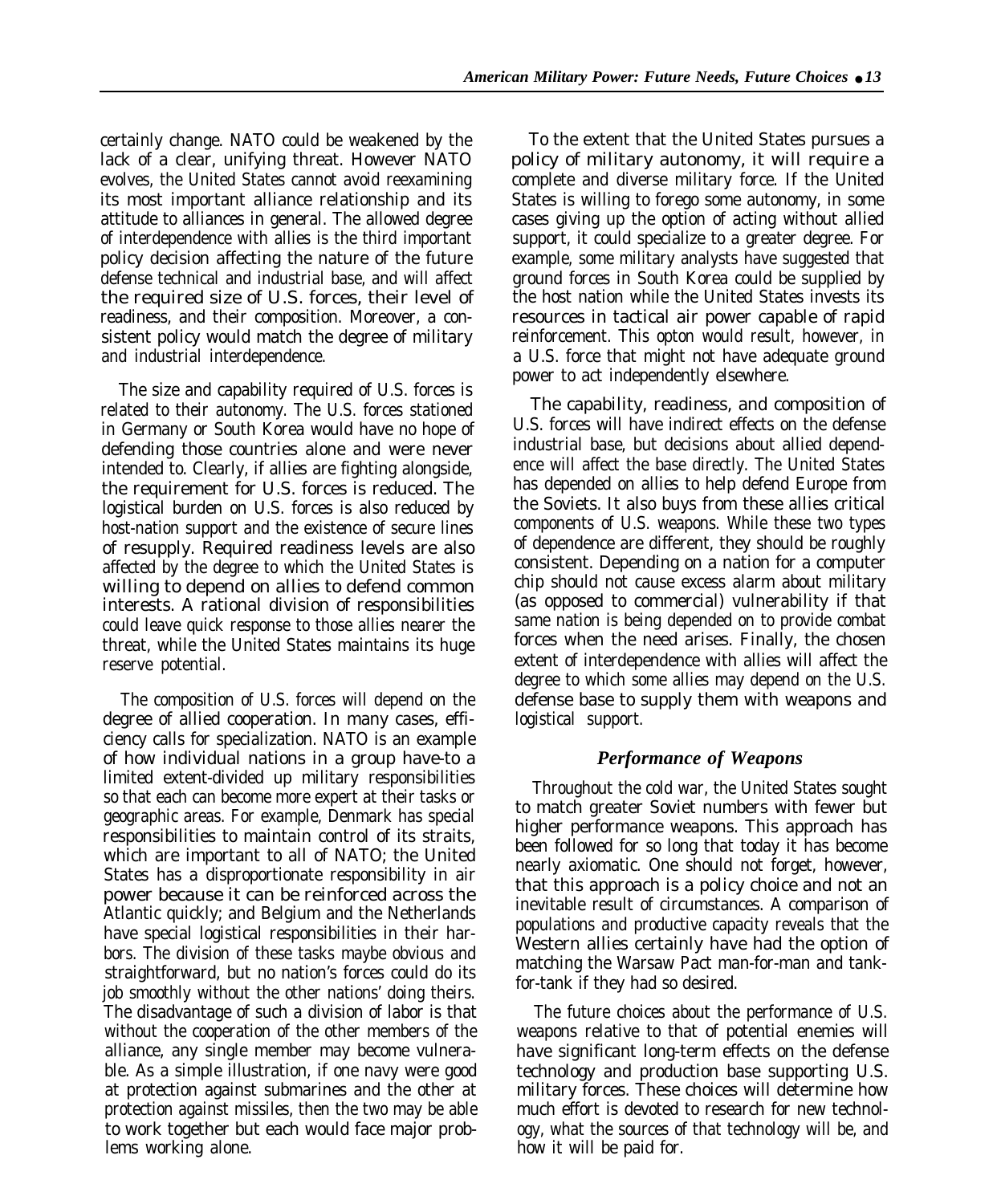certainly change. NATO could be weakened by the lack of a clear, unifying threat. However NATO evolves, the United States cannot avoid reexamining its most important alliance relationship and its attitude to alliances in general. The allowed degree of interdependence with allies is the third important policy decision affecting the nature of the future defense technical and industrial base, and will affect the required size of U.S. forces, their level of readiness, and their composition. Moreover, a consistent policy would match the degree of military and industrial interdependence.

The size and capability required of U.S. forces is related to their autonomy. The U.S. forces stationed in Germany or South Korea would have no hope of defending those countries alone and were never intended to. Clearly, if allies are fighting alongside, the requirement for U.S. forces is reduced. The logistical burden on U.S. forces is also reduced by host-nation support and the existence of secure lines of resupply. Required readiness levels are also affected by the degree to which the United States is willing to depend on allies to defend common interests. A rational division of responsibilities could leave quick response to those allies nearer the threat, while the United States maintains its huge reserve potential.

The composition of U.S. forces will depend on the degree of allied cooperation. In many cases, efficiency calls for specialization. NATO is an example of how individual nations in a group have-to a limited extent-divided up military responsibilities so that each can become more expert at their tasks or geographic areas. For example, Denmark has special responsibilities to maintain control of its straits, which are important to all of NATO; the United States has a disproportionate responsibility in air power because it can be reinforced across the Atlantic quickly; and Belgium and the Netherlands have special logistical responsibilities in their harbors. The division of these tasks maybe obvious and straightforward, but no nation's forces could do its job smoothly without the other nations' doing theirs. The disadvantage of such a division of labor is that without the cooperation of the other members of the alliance, any single member may become vulnerable. As a simple illustration, if one navy were good at protection against submarines and the other at protection against missiles, then the two may be able to work together but each would face major problems working alone.

To the extent that the United States pursues a policy of military autonomy, it will require a complete and diverse military force. If the United States is willing to forego some autonomy, in some cases giving up the option of acting without allied support, it could specialize to a greater degree. For example, some military analysts have suggested that ground forces in South Korea could be supplied by the host nation while the United States invests its resources in tactical air power capable of rapid reinforcement. This opton would result, however, in a U.S. force that might not have adequate ground power to act independently elsewhere.

The capability, readiness, and composition of U.S. forces will have indirect effects on the defense industrial base, but decisions about allied dependence will affect the base directly. The United States has depended on allies to help defend Europe from the Soviets. It also buys from these allies critical components of U.S. weapons. While these two types of dependence are different, they should be roughly consistent. Depending on a nation for a computer chip should not cause excess alarm about military (as opposed to commercial) vulnerability if that same nation is being depended on to provide combat forces when the need arises. Finally, the chosen extent of interdependence with allies will affect the degree to which some allies may depend on the U.S. defense base to supply them with weapons and logistical support.

### *Performance of Weapons*

Throughout the cold war, the United States sought to match greater Soviet numbers with fewer but higher performance weapons. This approach has been followed for so long that today it has become nearly axiomatic. One should not forget, however, that this approach is a policy choice and not an inevitable result of circumstances. A comparison of populations and productive capacity reveals that the Western allies certainly have had the option of matching the Warsaw Pact man-for-man and tank-for-tank if they had so desired.

The future choices about the performance of U.S. weapons relative to that of potential enemies will have significant long-term effects on the defense technology and production base supporting U.S. military forces. These choices will determine how much effort is devoted to research for new technology, what the sources of that technology will be, and how it will be paid for.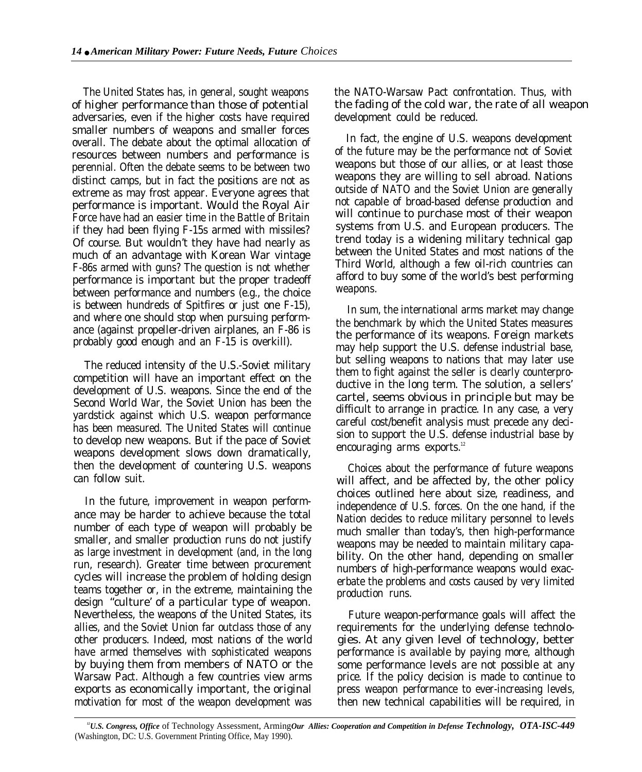The United States has, in general, sought weapons of higher performance than those of potential adversaries, even if the higher costs have required smaller numbers of weapons and smaller forces overall. The debate about the optimal allocation of resources between numbers and performance is perennial. Often the debate seems to be between two distinct camps, but in fact the positions are not as extreme as may frost appear. Everyone agrees that performance is important. Would the Royal Air Force have had an easier time in the Battle of Britain if they had been flying F-15s armed with missiles? Of course. But wouldn't they have had nearly as much of an advantage with Korean War vintage F-86s armed with guns? The question is not whether performance is important but the proper tradeoff between performance and numbers (e.g., the choice is between hundreds of Spitfires or just one F-15), and where one should stop when pursuing performance (against propeller-driven airplanes, an F-86 is probably good enough and an F-15 is overkill).

The reduced intensity of the U.S.-Soviet military competition will have an important effect on the development of U.S. weapons. Since the end of the Second World War, the Soviet Union has been the yardstick against which U.S. weapon performance has been measured. The United States will continue to develop new weapons. But if the pace of Soviet weapons development slows down dramatically, then the development of countering U.S. weapons can follow suit.

In the future, improvement in weapon performance may be harder to achieve because the total number of each type of weapon will probably be smaller, and smaller production runs do not justify as large investment in development (and, in the long run, research). Greater time between procurement cycles will increase the problem of holding design teams together or, in the extreme, maintaining the design "culture' of a particular type of weapon. Nevertheless, the weapons of the United States, its allies, and the Soviet Union far outclass those of any other producers. Indeed, most nations of the world have armed themselves with sophisticated weapons by buying them from members of NATO or the Warsaw Pact. Although a few countries view arms exports as economically important, the original motivation for most of the weapon development was the NATO-Warsaw Pact confrontation. Thus, with the fading of the cold war, the rate of all weapon development could be reduced.

In fact, the engine of U.S. weapons development of the future may be the performance not of Soviet weapons but those of our allies, or at least those weapons they are willing to sell abroad. Nations outside of NATO and the Soviet Union are generally not capable of broad-based defense production and will continue to purchase most of their weapon systems from U.S. and European producers. The trend today is a widening military technical gap between the United States and most nations of the Third World, although a few oil-rich countries can afford to buy some of the world's best performing weapons.

In sum, the international arms market may change the benchmark by which the United States measures the performance of its weapons. Foreign markets may help support the U.S. defense industrial base, but selling weapons to nations that may later use them to fight against the seller is clearly counterproductive in the long term. The solution, a sellers' cartel, seems obvious in principle but may be difficult to arrange in practice. In any case, a very careful cost/benefit analysis must precede any decision to support the U.S. defense industrial base by encouraging arms exports.[12]

Choices about the performance of future weapons will affect, and be affected by, the other policy choices outlined here about size, readiness, and independence of U.S. forces. On the one hand, if the Nation decides to reduce military personnel to levels much smaller than today's, then high-performance weapons may be needed to maintain military capability. On the other hand, depending on smaller numbers of high-performance weapons would exacerbate the problems and costs caused by very limited production runs.

Future weapon-performance goals will affect the requirements for the underlying defense technologies. At any given level of technology, better performance is available by paying more, although some performance levels are not possible at any price. If the policy decision is made to continue to press weapon performance to ever-increasing levels, then new technical capabilities will be required, in

---

[12] U.S. Congress, Office of Technology Assessment, *Arming Our Allies: Cooperation and Competition in Defense Technology*, OTA-ISC-449 (Washington, DC: U.S. Government Printing Office, May 1990).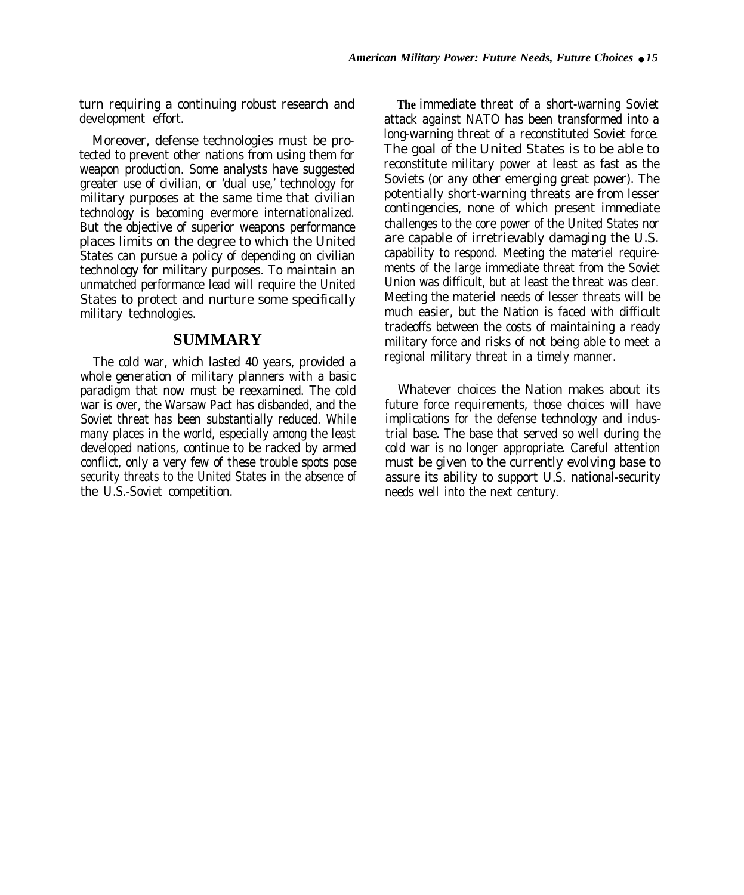turn requiring a continuing robust research and development effort.

Moreover, defense technologies must be protected to prevent other nations from using them for weapon production. Some analysts have suggested greater use of civilian, or 'dual use,' technology for military purposes at the same time that civilian technology is becoming evermore internationalized. But the objective of superior weapons performance places limits on the degree to which the United States can pursue a policy of depending on civilian technology for military purposes. To maintain an unmatched performance lead will require the United States to protect and nurture some specifically military technologies.

## SUMMARY

The cold war, which lasted 40 years, provided a whole generation of military planners with a basic paradigm that now must be reexamined. The cold war is over, the Warsaw Pact has disbanded, and the Soviet threat has been substantially reduced. While many places in the world, especially among the least developed nations, continue to be racked by armed conflict, only a very few of these trouble spots pose security threats to the United States in the absence of the U.S.-Soviet competition.

The immediate threat of a short-warning Soviet attack against NATO has been transformed into a long-warning threat of a reconstituted Soviet force. The goal of the United States is to be able to reconstitute military power at least as fast as the Soviets (or any other emerging great power). The potentially short-warning threats are from lesser contingencies, none of which present immediate challenges to the core power of the United States nor are capable of irretrievably damaging the U.S. capability to respond. Meeting the materiel requirements of the large immediate threat from the Soviet Union was difficult, but at least the threat was clear. Meeting the materiel needs of lesser threats will be much easier, but the Nation is faced with difficult tradeoffs between the costs of maintaining a ready military force and risks of not being able to meet a regional military threat in a timely manner.

Whatever choices the Nation makes about its future force requirements, those choices will have implications for the defense technology and industrial base. The base that served so well during the cold war is no longer appropriate. Careful attention must be given to the currently evolving base to assure its ability to support U.S. national-security needs well into the next century.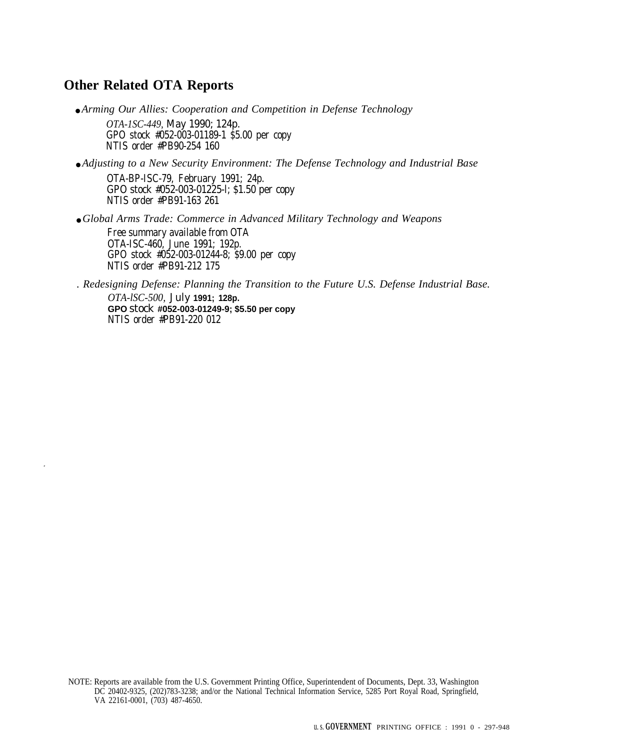## Other Related OTA Reports

- *Arming Our Allies: Cooperation and Competition in Defense Technology*
  *OTA-1SC-449*, May 1990; 124p.
  GPO stock #052-003-01189-1 $5.00 per copy
  NTIS order #PB90-254 160

- *Adjusting to a New Security Environment: The Defense Technology and Industrial Base*
  OTA-BP-ISC-79, February 1991; 24p.
  GPO stock #052-003-01225-l; $1.50 per copy
  NTIS order #PB91-163 261

- *Global Arms Trade: Commerce in Advanced Military Technology and Weapons*
  Free summary available from OTA
  OTA-ISC-460, June 1991; 192p.
  GPO stock #052-003-01244-8; $9.00 per copy
  NTIS order #PB91-212 175

- *Redesigning Defense: Planning the Transition to the Future U.S. Defense Industrial Base.*
  *OTA-lSC-500*, July 1991; 128p.
  GPO stock #052-003-01249-9; $5.50 per copy
  NTIS order #PB91-220 012

NOTE: Reports are available from the U.S. Government Printing Office, Superintendent of Documents, Dept. 33, Washington DC 20402-9325, (202)783-3238; and/or the National Technical Information Service, 5285 Port Royal Road, Springfield, VA 22161-0001, (703) 487-4650.

U.S. GOVERNMENT PRINTING OFFICE : 1991 0 - 297-948